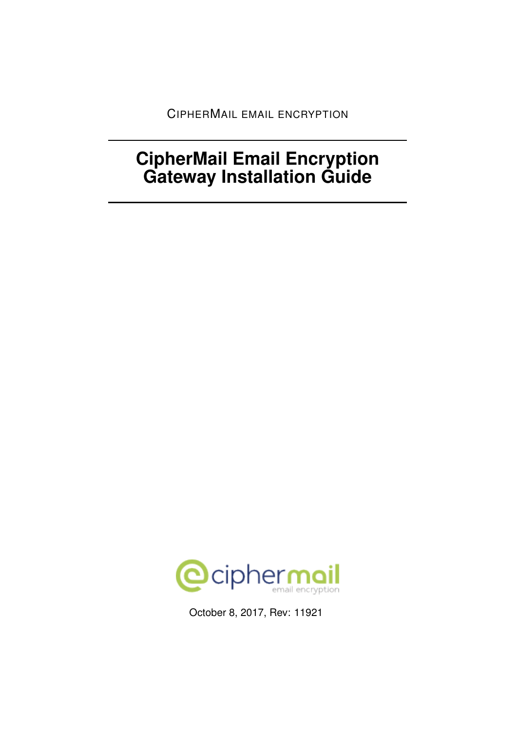CIPHERMAIL EMAIL ENCRYPTION

# CipherMail Email Encryption Gateway Installation Guide

ciphermail email encryption

October 8, 2017, Rev: 11921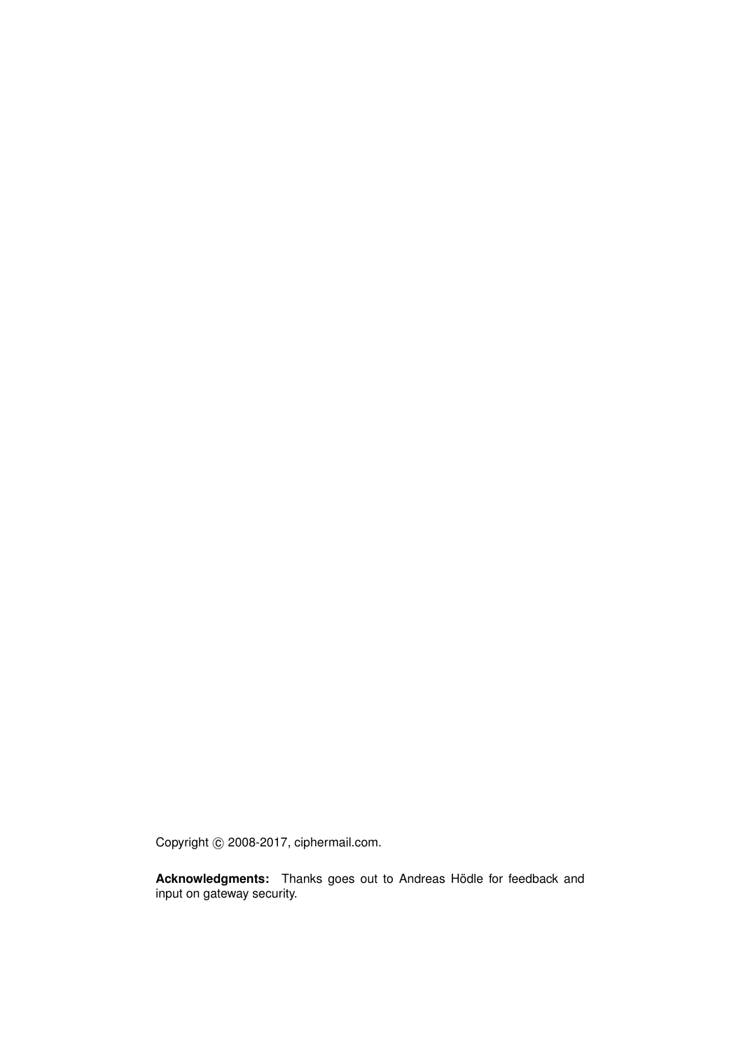Copyright © 2008-2017, ciphermail.com.

**Acknowledgments:** Thanks goes out to Andreas Hödle for feedback and input on gateway security.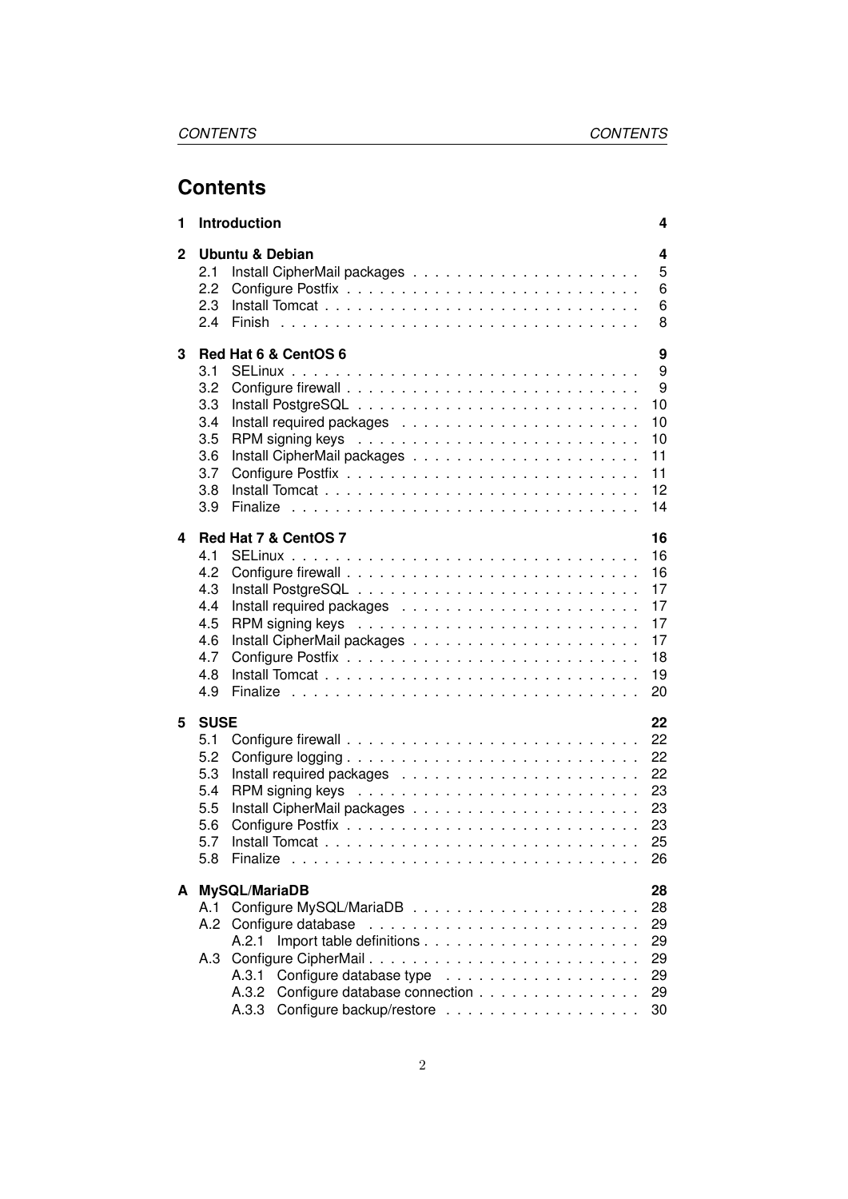# Contents

- **1 Introduction** — **4**
- **2 Ubuntu & Debian** — **4**
  - 2.1 Install CipherMail packages — 5
  - 2.2 Configure Postfix — 6
  - 2.3 Install Tomcat — 6
  - 2.4 Finish — 8
- **3 Red Hat 6 & CentOS 6** — **9**
  - 3.1 SELinux — 9
  - 3.2 Configure firewall — 9
  - 3.3 Install PostgreSQL — 10
  - 3.4 Install required packages — 10
  - 3.5 RPM signing keys — 10
  - 3.6 Install CipherMail packages — 11
  - 3.7 Configure Postfix — 11
  - 3.8 Install Tomcat — 12
  - 3.9 Finalize — 14
- **4 Red Hat 7 & CentOS 7** — **16**
  - 4.1 SELinux — 16
  - 4.2 Configure firewall — 16
  - 4.3 Install PostgreSQL — 17
  - 4.4 Install required packages — 17
  - 4.5 RPM signing keys — 17
  - 4.6 Install CipherMail packages — 17
  - 4.7 Configure Postfix — 18
  - 4.8 Install Tomcat — 19
  - 4.9 Finalize — 20
- **5 SUSE** — **22**
  - 5.1 Configure firewall — 22
  - 5.2 Configure logging — 22
  - 5.3 Install required packages — 22
  - 5.4 RPM signing keys — 23
  - 5.5 Install CipherMail packages — 23
  - 5.6 Configure Postfix — 23
  - 5.7 Install Tomcat — 25
  - 5.8 Finalize — 26
- **A MySQL/MariaDB** — **28**
  - A.1 Configure MySQL/MariaDB — 28
  - A.2 Configure database — 29
    - A.2.1 Import table definitions — 29
  - A.3 Configure CipherMail — 29
    - A.3.1 Configure database type — 29
    - A.3.2 Configure database connection — 29
    - A.3.3 Configure backup/restore — 30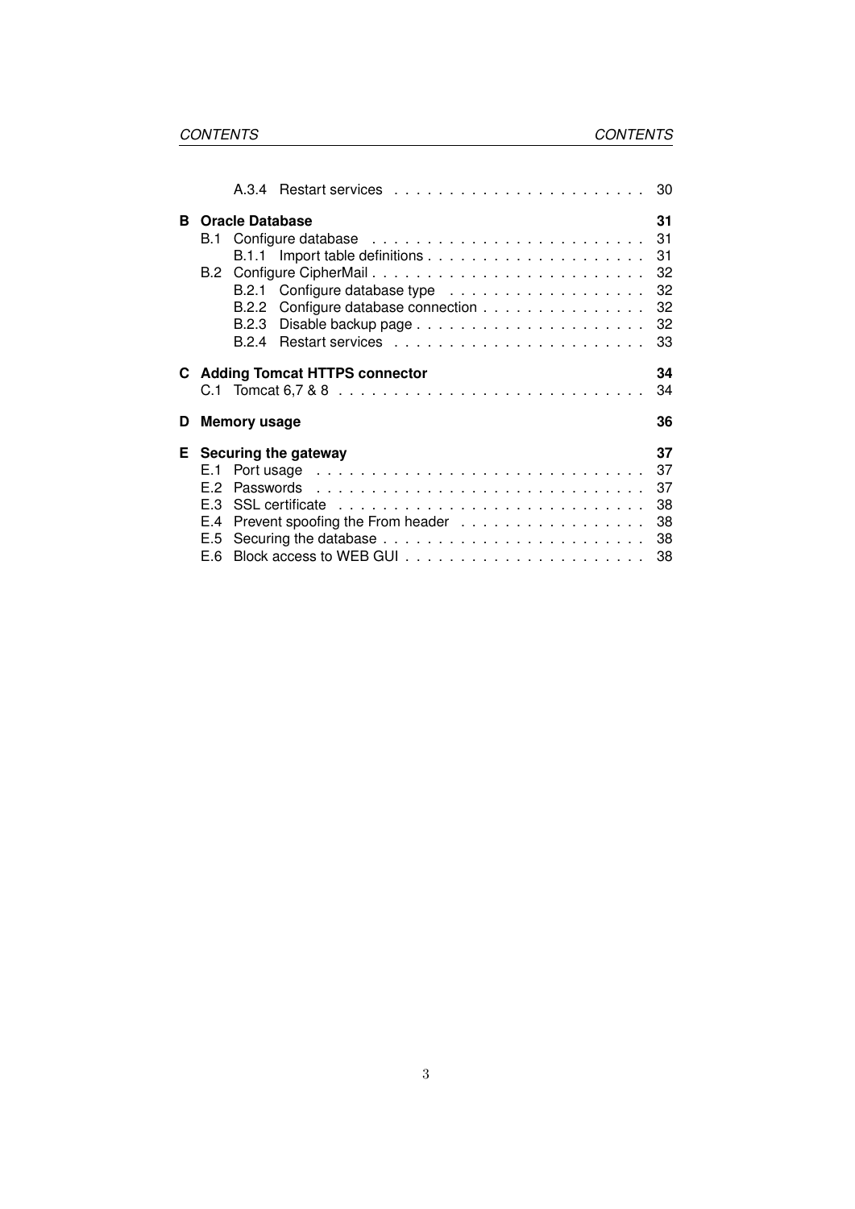A.3.4 Restart services . . . . . . . . . . . . . . . . . . . . . . . . 30

**B Oracle Database** **31**

B.1 Configure database . . . . . . . . . . . . . . . . . . . . . . . . . 31

B.1.1 Import table definitions . . . . . . . . . . . . . . . . . . . . 31

B.2 Configure CipherMail . . . . . . . . . . . . . . . . . . . . . . . . . 32

B.2.1 Configure database type . . . . . . . . . . . . . . . . . . . 32

B.2.2 Configure database connection . . . . . . . . . . . . . . . 32

B.2.3 Disable backup page . . . . . . . . . . . . . . . . . . . . . 32

B.2.4 Restart services . . . . . . . . . . . . . . . . . . . . . . . . 33

**C Adding Tomcat HTTPS connector** **34**

C.1 Tomcat 6,7 & 8 . . . . . . . . . . . . . . . . . . . . . . . . . . . . 34

**D Memory usage** **36**

**E Securing the gateway** **37**

E.1 Port usage . . . . . . . . . . . . . . . . . . . . . . . . . . . . . . 37

E.2 Passwords . . . . . . . . . . . . . . . . . . . . . . . . . . . . . . 37

E.3 SSL certificate . . . . . . . . . . . . . . . . . . . . . . . . . . . . 38

E.4 Prevent spoofing the From header . . . . . . . . . . . . . . . . . 38

E.5 Securing the database . . . . . . . . . . . . . . . . . . . . . . . . 38

E.6 Block access to WEB GUI . . . . . . . . . . . . . . . . . . . . . . 38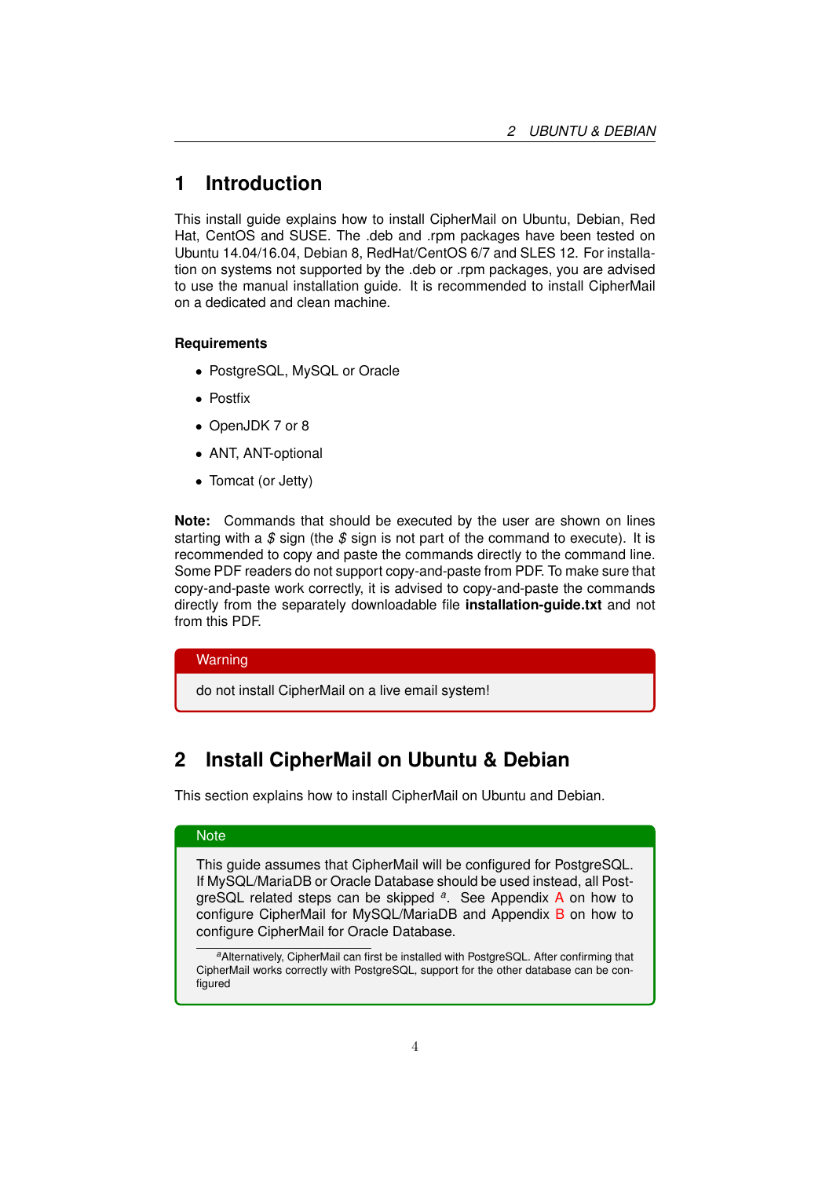# 1 Introduction

This install guide explains how to install CipherMail on Ubuntu, Debian, Red Hat, CentOS and SUSE. The .deb and .rpm packages have been tested on Ubuntu 14.04/16.04, Debian 8, RedHat/CentOS 6/7 and SLES 12. For installation on systems not supported by the .deb or .rpm packages, you are advised to use the manual installation guide. It is recommended to install CipherMail on a dedicated and clean machine.

### Requirements

- PostgreSQL, MySQL or Oracle
- Postfix
- OpenJDK 7 or 8
- ANT, ANT-optional
- Tomcat (or Jetty)

**Note:** Commands that should be executed by the user are shown on lines starting with a *$* sign (the *$* sign is not part of the command to execute). It is recommended to copy and paste the commands directly to the command line. Some PDF readers do not support copy-and-paste from PDF. To make sure that copy-and-paste work correctly, it is advised to copy-and-paste the commands directly from the separately downloadable file **installation-guide.txt** and not from this PDF.

> **Warning**
>
> do not install CipherMail on a live email system!

# 2 Install CipherMail on Ubuntu & Debian

This section explains how to install CipherMail on Ubuntu and Debian.

> **Note**
>
> This guide assumes that CipherMail will be configured for PostgreSQL. If MySQL/MariaDB or Oracle Database should be used instead, all PostgreSQL related steps can be skipped [a]. See Appendix A on how to configure CipherMail for MySQL/MariaDB and Appendix B on how to configure CipherMail for Oracle Database.
>
> [a] Alternatively, CipherMail can first be installed with PostgreSQL. After confirming that CipherMail works correctly with PostgreSQL, support for the other database can be configured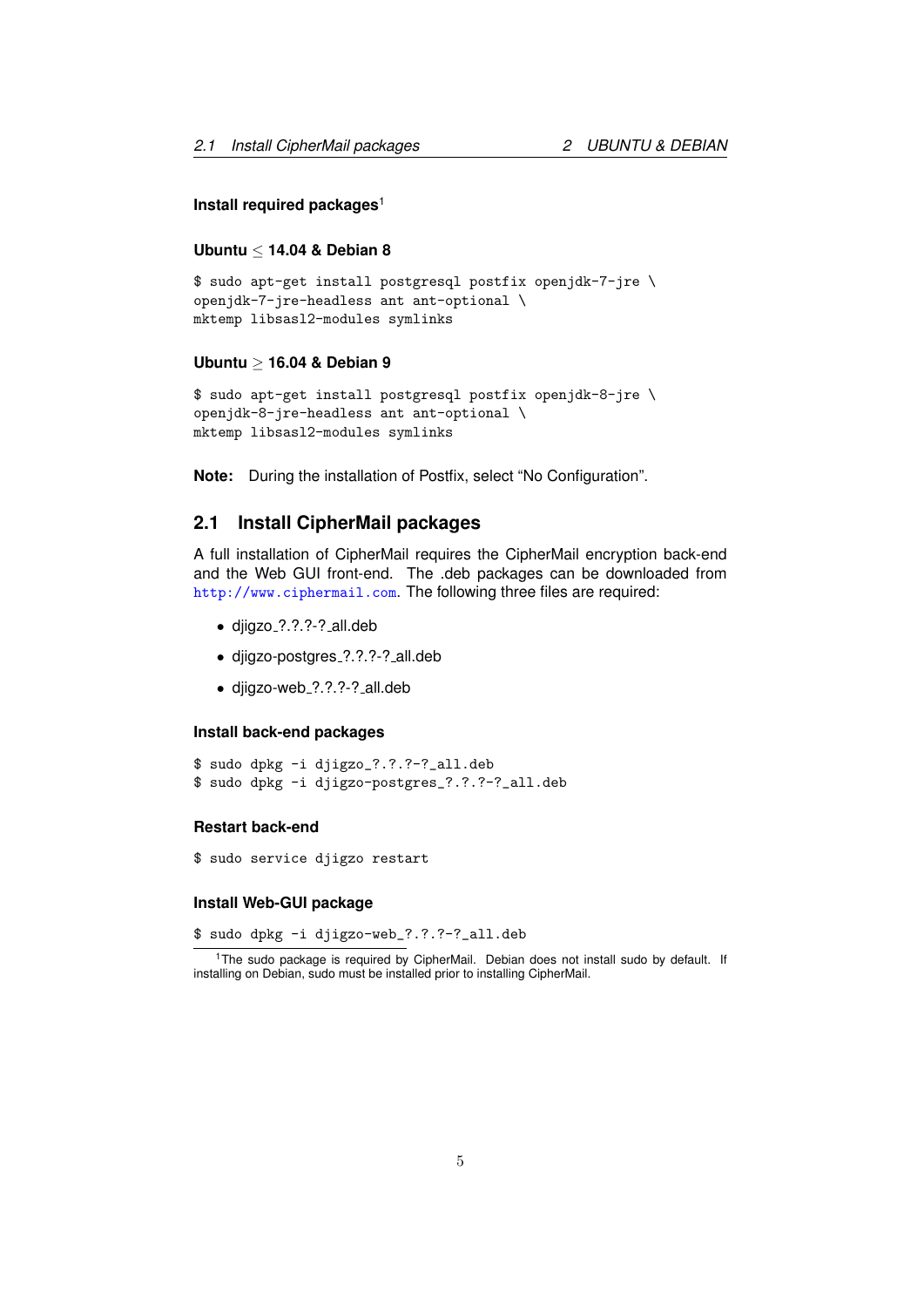#### Install required packages[1]

#### Ubuntu $\leq$ 14.04 & Debian 8

```
$ sudo apt-get install postgresql postfix openjdk-7-jre \
openjdk-7-jre-headless ant ant-optional \
mktemp libsasl2-modules symlinks
```

#### Ubuntu $\geq$ 16.04 & Debian 9

```
$ sudo apt-get install postgresql postfix openjdk-8-jre \
openjdk-8-jre-headless ant ant-optional \
mktemp libsasl2-modules symlinks
```

**Note:** During the installation of Postfix, select "No Configuration".

## 2.1 Install CipherMail packages

A full installation of CipherMail requires the CipherMail encryption back-end and the Web GUI front-end. The .deb packages can be downloaded from http://www.ciphermail.com. The following three files are required:

- djigzo_?.?.?-?_all.deb
- djigzo-postgres_?.?.?-?_all.deb
- djigzo-web_?.?.?-?_all.deb

#### Install back-end packages

```
$ sudo dpkg -i djigzo_?.?.?-?_all.deb
$ sudo dpkg -i djigzo-postgres_?.?.?-?_all.deb
```

#### Restart back-end

```
$ sudo service djigzo restart
```

#### Install Web-GUI package

```
$ sudo dpkg -i djigzo-web_?.?.?-?_all.deb
```

[1] The sudo package is required by CipherMail. Debian does not install sudo by default. If installing on Debian, sudo must be installed prior to installing CipherMail.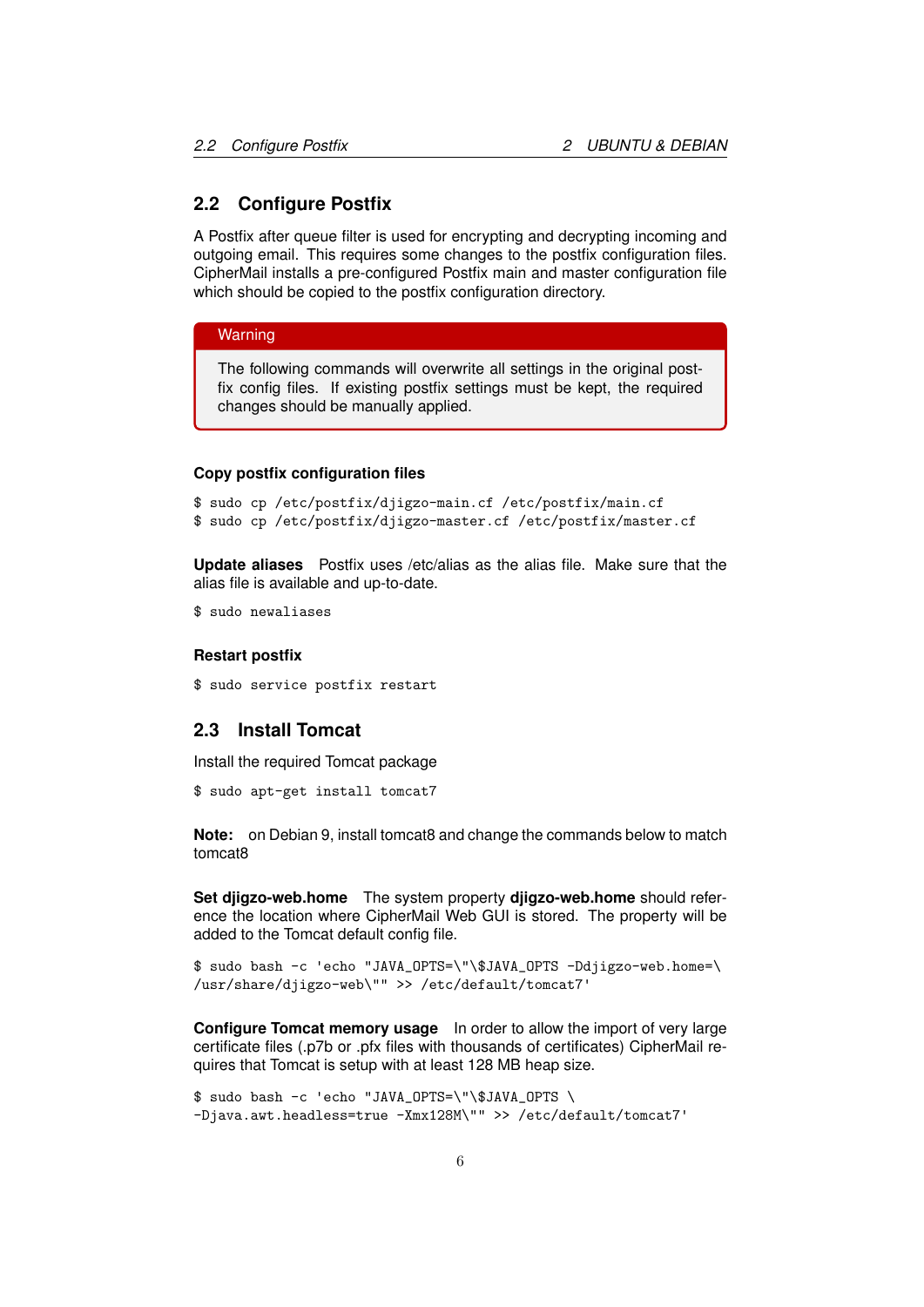## 2.2 Configure Postfix

A Postfix after queue filter is used for encrypting and decrypting incoming and outgoing email. This requires some changes to the postfix configuration files. CipherMail installs a pre-configured Postfix main and master configuration file which should be copied to the postfix configuration directory.

> **Warning**
>
> The following commands will overwrite all settings in the original postfix config files. If existing postfix settings must be kept, the required changes should be manually applied.

#### Copy postfix configuration files

```
$ sudo cp /etc/postfix/djigzo-main.cf /etc/postfix/main.cf
$ sudo cp /etc/postfix/djigzo-master.cf /etc/postfix/master.cf
```

**Update aliases** Postfix uses /etc/alias as the alias file. Make sure that the alias file is available and up-to-date.

```
$ sudo newaliases
```

#### Restart postfix

```
$ sudo service postfix restart
```

## 2.3 Install Tomcat

Install the required Tomcat package

```
$ sudo apt-get install tomcat7
```

**Note:** on Debian 9, install tomcat8 and change the commands below to match tomcat8

**Set djigzo-web.home** The system property **djigzo-web.home** should reference the location where CipherMail Web GUI is stored. The property will be added to the Tomcat default config file.

```
$ sudo bash -c 'echo "JAVA_OPTS=\"\$JAVA_OPTS -Ddjigzo-web.home=\
/usr/share/djigzo-web\"" >> /etc/default/tomcat7'
```

**Configure Tomcat memory usage** In order to allow the import of very large certificate files (.p7b or .pfx files with thousands of certificates) CipherMail requires that Tomcat is setup with at least 128 MB heap size.

```
$ sudo bash -c 'echo "JAVA_OPTS=\"\$JAVA_OPTS \
-Djava.awt.headless=true -Xmx128M\"" >> /etc/default/tomcat7'
```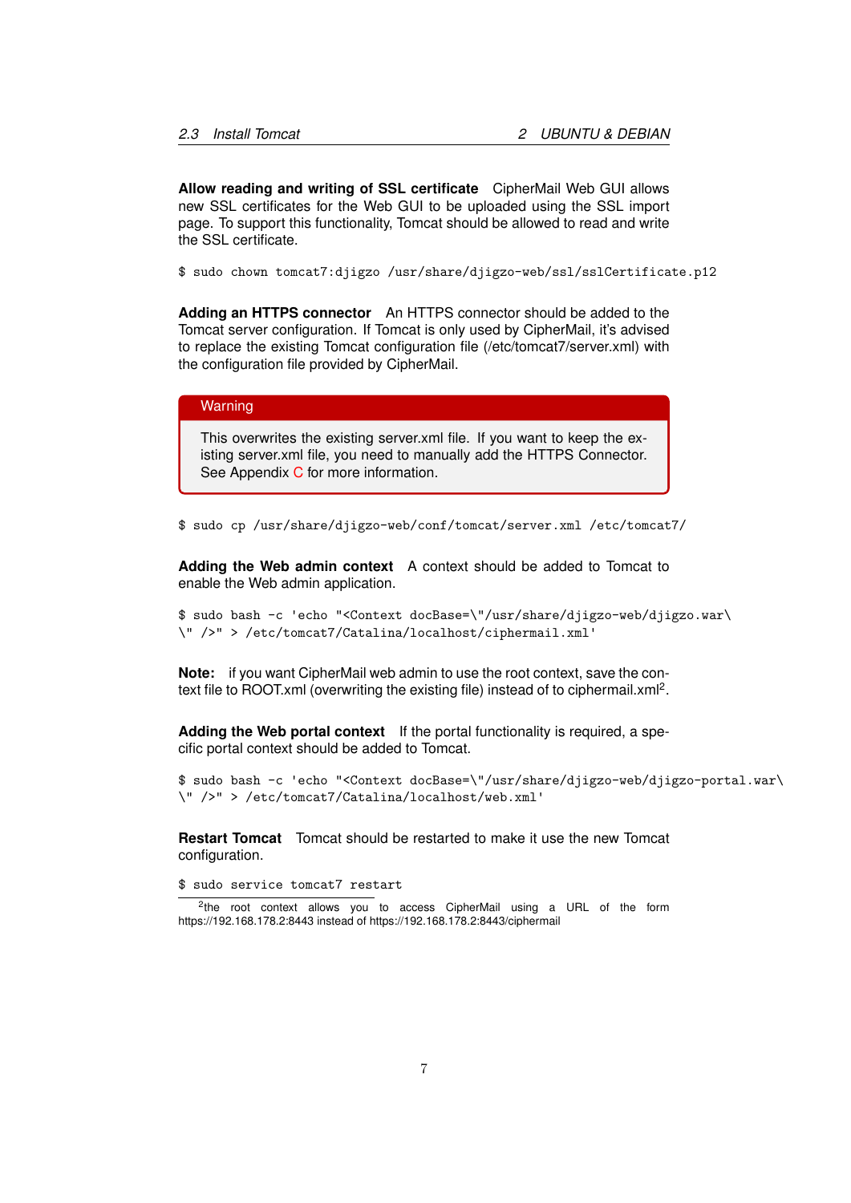**Allow reading and writing of SSL certificate** CipherMail Web GUI allows new SSL certificates for the Web GUI to be uploaded using the SSL import page. To support this functionality, Tomcat should be allowed to read and write the SSL certificate.

```
$ sudo chown tomcat7:djigzo /usr/share/djigzo-web/ssl/sslCertificate.p12
```

**Adding an HTTPS connector** An HTTPS connector should be added to the Tomcat server configuration. If Tomcat is only used by CipherMail, it's advised to replace the existing Tomcat configuration file (/etc/tomcat7/server.xml) with the configuration file provided by CipherMail.

> **Warning**
>
> This overwrites the existing server.xml file. If you want to keep the existing server.xml file, you need to manually add the HTTPS Connector. See Appendix C for more information.

```
$ sudo cp /usr/share/djigzo-web/conf/tomcat/server.xml /etc/tomcat7/
```

**Adding the Web admin context** A context should be added to Tomcat to enable the Web admin application.

```
$ sudo bash -c 'echo "<Context docBase=\"/usr/share/djigzo-web/djigzo.war\
\" />" > /etc/tomcat7/Catalina/localhost/ciphermail.xml'
```

**Note:** if you want CipherMail web admin to use the root context, save the context file to ROOT.xml (overwriting the existing file) instead of to ciphermail.xml[2].

**Adding the Web portal context** If the portal functionality is required, a specific portal context should be added to Tomcat.

```
$ sudo bash -c 'echo "<Context docBase=\"/usr/share/djigzo-web/djigzo-portal.war\
\" />" > /etc/tomcat7/Catalina/localhost/web.xml'
```

**Restart Tomcat** Tomcat should be restarted to make it use the new Tomcat configuration.

```
$ sudo service tomcat7 restart
```

[2] the root context allows you to access CipherMail using a URL of the form https://192.168.178.2:8443 instead of https://192.168.178.2:8443/ciphermail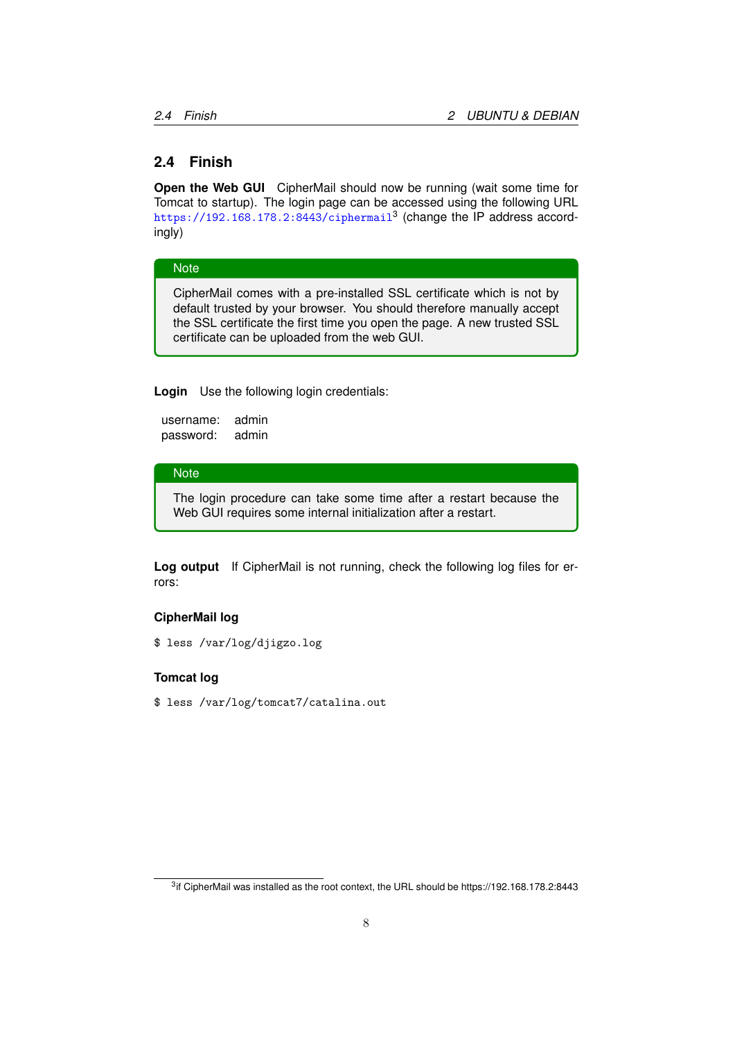## 2.4 Finish

**Open the Web GUI** CipherMail should now be running (wait some time for Tomcat to startup). The login page can be accessed using the following URL https://192.168.178.2:8443/ciphermail[3] (change the IP address accordingly)

> **Note**
>
> CipherMail comes with a pre-installed SSL certificate which is not by default trusted by your browser. You should therefore manually accept the SSL certificate the first time you open the page. A new trusted SSL certificate can be uploaded from the web GUI.

**Login** Use the following login credentials:

username: admin
password: admin

> **Note**
>
> The login procedure can take some time after a restart because the Web GUI requires some internal initialization after a restart.

**Log output** If CipherMail is not running, check the following log files for errors:

#### CipherMail log

```
$ less /var/log/djigzo.log
```

#### Tomcat log

```
$ less /var/log/tomcat7/catalina.out
```

[3] if CipherMail was installed as the root context, the URL should be https://192.168.178.2:8443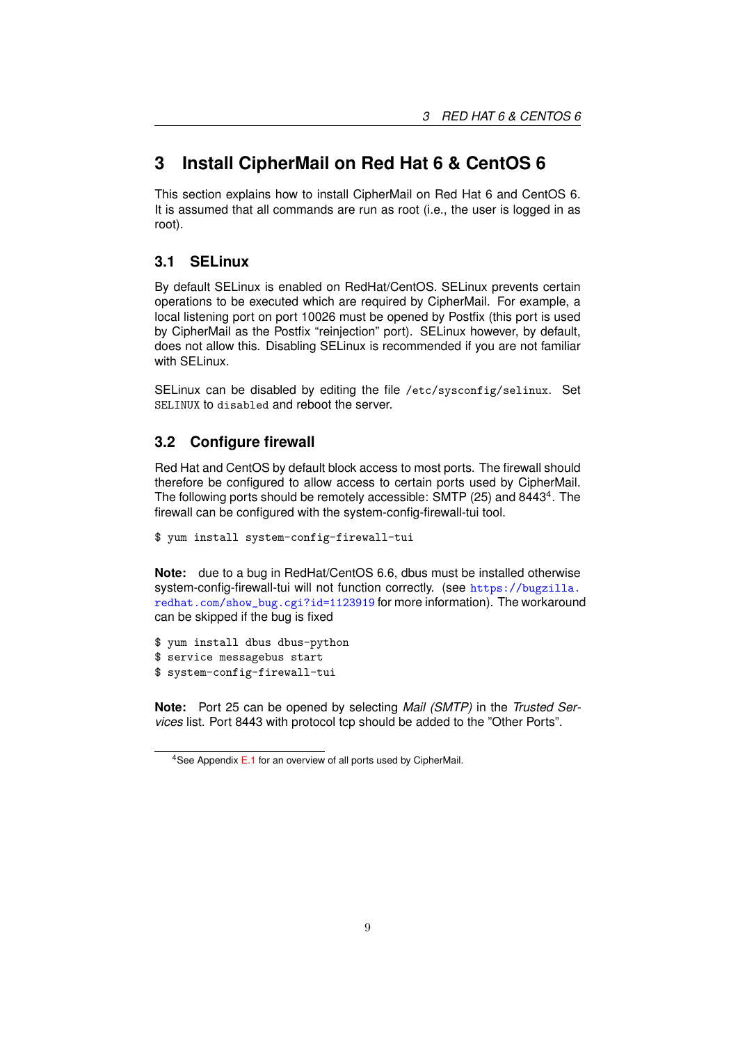# 3 Install CipherMail on Red Hat 6 & CentOS 6

This section explains how to install CipherMail on Red Hat 6 and CentOS 6. It is assumed that all commands are run as root (i.e., the user is logged in as root).

## 3.1 SELinux

By default SELinux is enabled on RedHat/CentOS. SELinux prevents certain operations to be executed which are required by CipherMail. For example, a local listening port on port 10026 must be opened by Postfix (this port is used by CipherMail as the Postfix "reinjection" port). SELinux however, by default, does not allow this. Disabling SELinux is recommended if you are not familiar with SELinux.

SELinux can be disabled by editing the file `/etc/sysconfig/selinux`. Set `SELINUX` to `disabled` and reboot the server.

## 3.2 Configure firewall

Red Hat and CentOS by default block access to most ports. The firewall should therefore be configured to allow access to certain ports used by CipherMail. The following ports should be remotely accessible: SMTP (25) and 8443[4]. The firewall can be configured with the system-config-firewall-tui tool.

```
$ yum install system-config-firewall-tui
```

**Note:** due to a bug in RedHat/CentOS 6.6, dbus must be installed otherwise system-config-firewall-tui will not function correctly. (see https://bugzilla.redhat.com/show_bug.cgi?id=1123919 for more information). The workaround can be skipped if the bug is fixed

```
$ yum install dbus dbus-python
$ service messagebus start
$ system-config-firewall-tui
```

**Note:** Port 25 can be opened by selecting *Mail (SMTP)* in the *Trusted Services* list. Port 8443 with protocol tcp should be added to the "Other Ports".

[4] See Appendix E.1 for an overview of all ports used by CipherMail.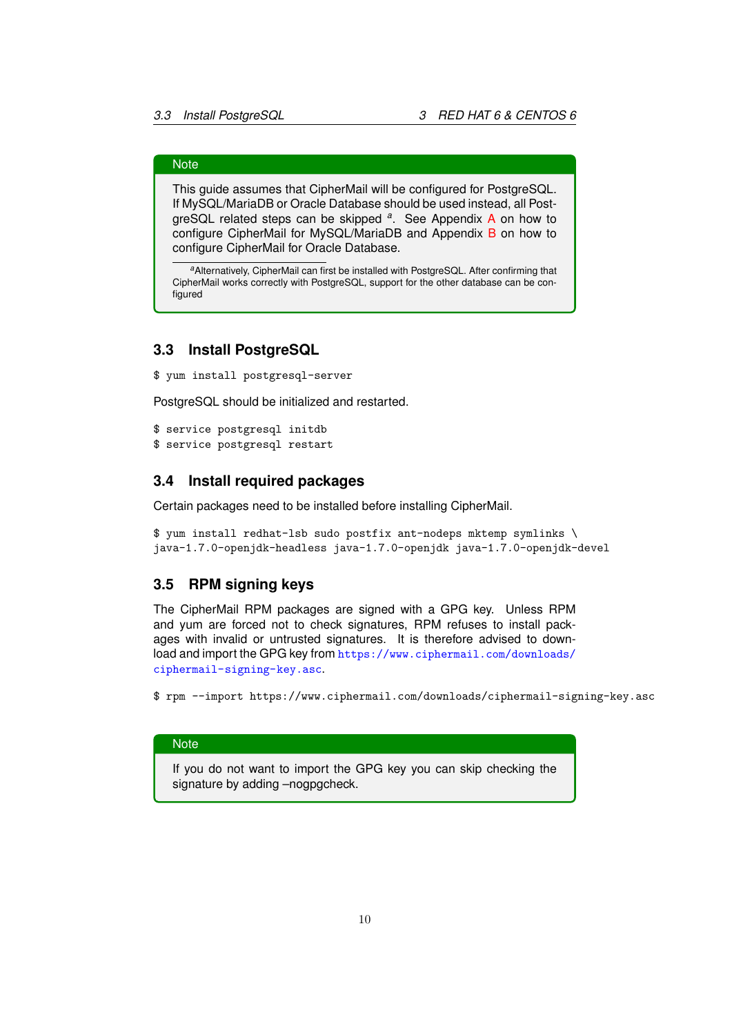> **Note**
>
> This guide assumes that CipherMail will be configured for PostgreSQL. If MySQL/MariaDB or Oracle Database should be used instead, all PostgreSQL related steps can be skipped [a]. See Appendix A on how to configure CipherMail for MySQL/MariaDB and Appendix B on how to configure CipherMail for Oracle Database.
>
> [a] Alternatively, CipherMail can first be installed with PostgreSQL. After confirming that CipherMail works correctly with PostgreSQL, support for the other database can be configured

## 3.3 Install PostgreSQL

```
$ yum install postgresql-server
```

PostgreSQL should be initialized and restarted.

```
$ service postgresql initdb
$ service postgresql restart
```

## 3.4 Install required packages

Certain packages need to be installed before installing CipherMail.

```
$ yum install redhat-lsb sudo postfix ant-nodeps mktemp symlinks \
java-1.7.0-openjdk-headless java-1.7.0-openjdk java-1.7.0-openjdk-devel
```

## 3.5 RPM signing keys

The CipherMail RPM packages are signed with a GPG key. Unless RPM and yum are forced not to check signatures, RPM refuses to install packages with invalid or untrusted signatures. It is therefore advised to download and import the GPG key from https://www.ciphermail.com/downloads/ciphermail-signing-key.asc.

```
$ rpm --import https://www.ciphermail.com/downloads/ciphermail-signing-key.asc
```

> **Note**
>
> If you do not want to import the GPG key you can skip checking the signature by adding –nogpgcheck.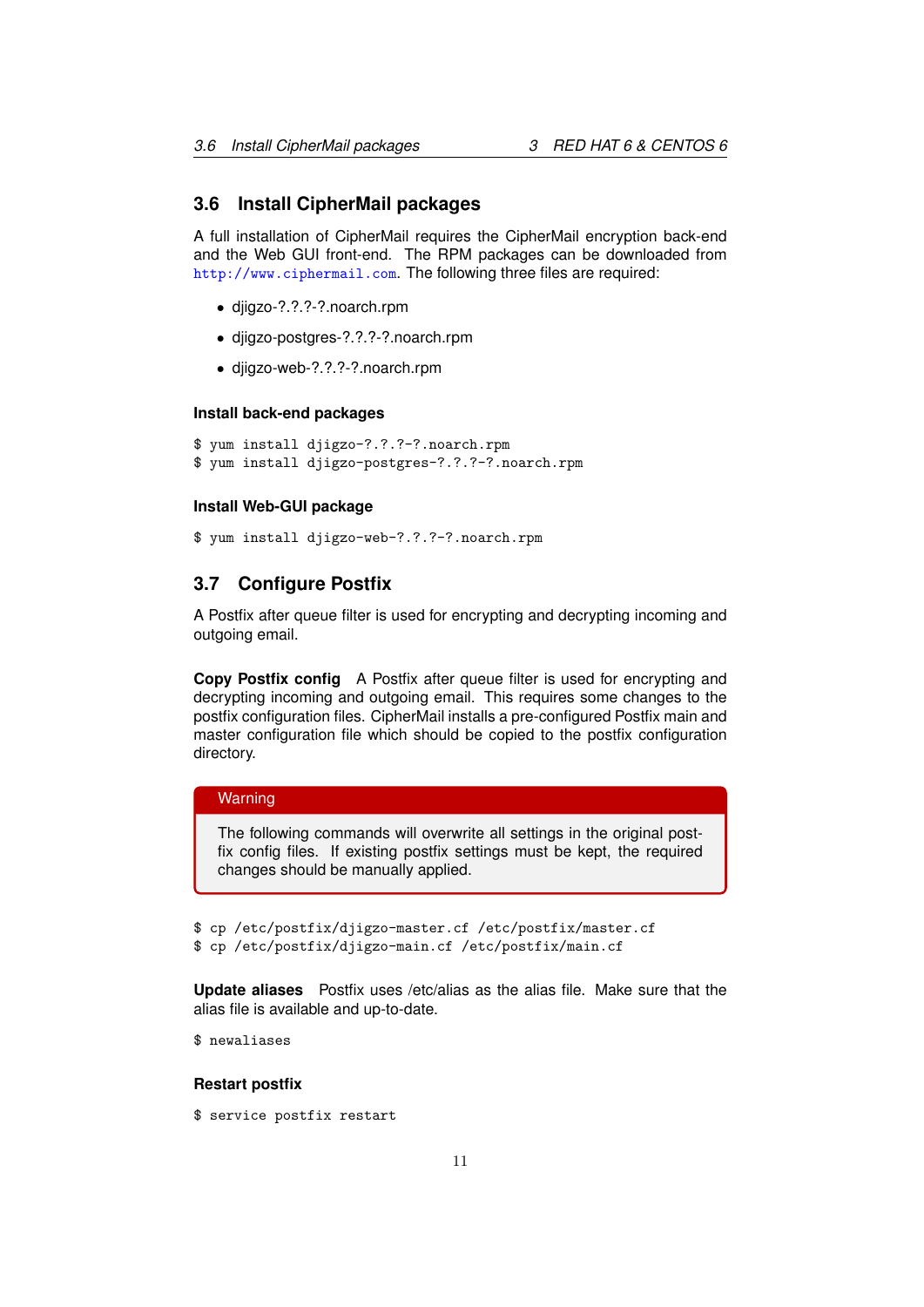## 3.6 Install CipherMail packages

A full installation of CipherMail requires the CipherMail encryption back-end and the Web GUI front-end. The RPM packages can be downloaded from http://www.ciphermail.com. The following three files are required:

- djigzo-?.?.?-?.noarch.rpm
- djigzo-postgres-?.?.?-?.noarch.rpm
- djigzo-web-?.?.?-?.noarch.rpm

#### Install back-end packages

```
$ yum install djigzo-?.?.?-?.noarch.rpm
$ yum install djigzo-postgres-?.?.?-?.noarch.rpm
```

#### Install Web-GUI package

```
$ yum install djigzo-web-?.?.?-?.noarch.rpm
```

## 3.7 Configure Postfix

A Postfix after queue filter is used for encrypting and decrypting incoming and outgoing email.

**Copy Postfix config** A Postfix after queue filter is used for encrypting and decrypting incoming and outgoing email. This requires some changes to the postfix configuration files. CipherMail installs a pre-configured Postfix main and master configuration file which should be copied to the postfix configuration directory.

> **Warning**
>
> The following commands will overwrite all settings in the original postfix config files. If existing postfix settings must be kept, the required changes should be manually applied.

```
$ cp /etc/postfix/djigzo-master.cf /etc/postfix/master.cf
$ cp /etc/postfix/djigzo-main.cf /etc/postfix/main.cf
```

**Update aliases** Postfix uses /etc/alias as the alias file. Make sure that the alias file is available and up-to-date.

```
$ newaliases
```

#### Restart postfix

```
$ service postfix restart
```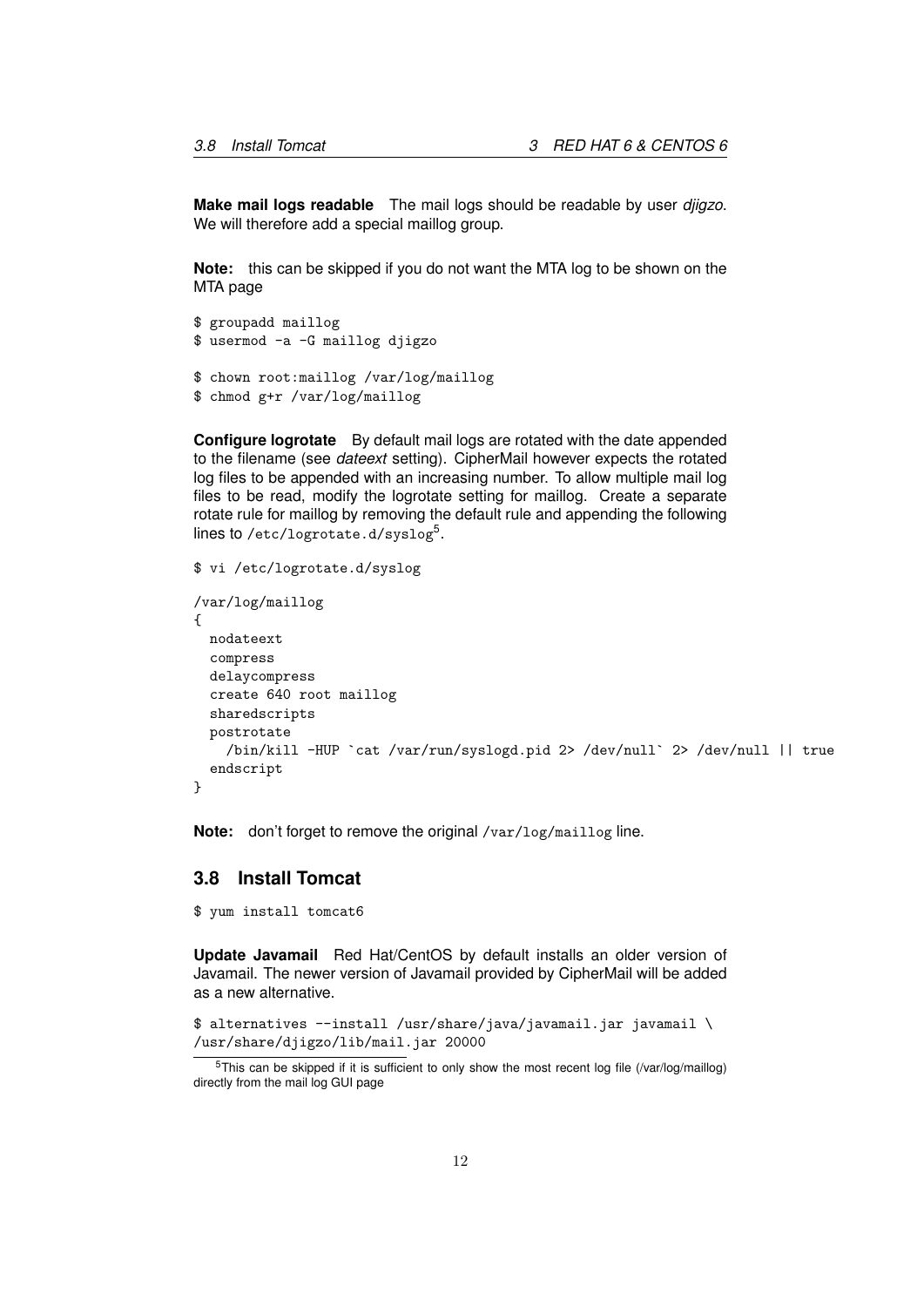**Make mail logs readable** The mail logs should be readable by user *djigzo*. We will therefore add a special maillog group.

**Note:** this can be skipped if you do not want the MTA log to be shown on the MTA page

```
$ groupadd maillog
$ usermod -a -G maillog djigzo

$ chown root:maillog /var/log/maillog
$ chmod g+r /var/log/maillog
```

**Configure logrotate** By default mail logs are rotated with the date appended to the filename (see *dateext* setting). CipherMail however expects the rotated log files to be appended with an increasing number. To allow multiple mail log files to be read, modify the logrotate setting for maillog. Create a separate rotate rule for maillog by removing the default rule and appending the following lines to `/etc/logrotate.d/syslog`[5].

```
$ vi /etc/logrotate.d/syslog

/var/log/maillog
{
  nodateext
  compress
  delaycompress
  create 640 root maillog
  sharedscripts
  postrotate
    /bin/kill -HUP `cat /var/run/syslogd.pid 2> /dev/null` 2> /dev/null || true
  endscript
}
```

**Note:** don't forget to remove the original `/var/log/maillog` line.

## 3.8 Install Tomcat

```
$ yum install tomcat6
```

**Update Javamail** Red Hat/CentOS by default installs an older version of Javamail. The newer version of Javamail provided by CipherMail will be added as a new alternative.

```
$ alternatives --install /usr/share/java/javamail.jar javamail \
/usr/share/djigzo/lib/mail.jar 20000
```

[5] This can be skipped if it is sufficient to only show the most recent log file (/var/log/maillog) directly from the mail log GUI page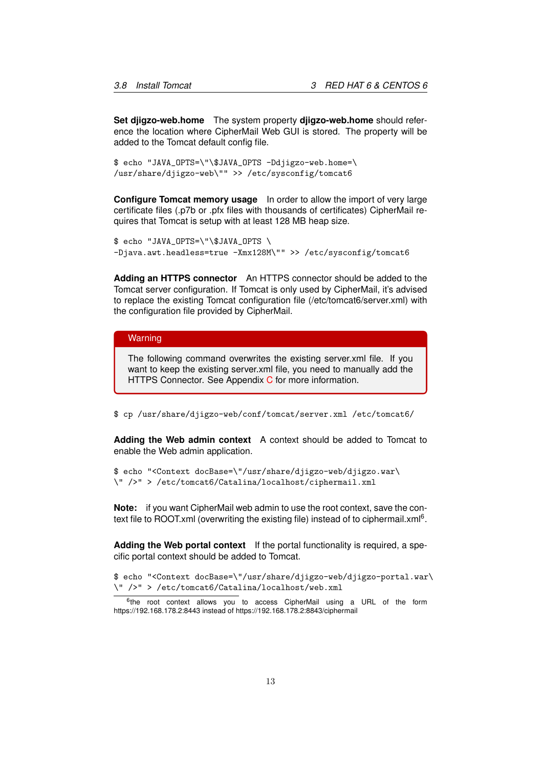**Set djigzo-web.home** The system property **djigzo-web.home** should reference the location where CipherMail Web GUI is stored. The property will be added to the Tomcat default config file.

```
$ echo "JAVA_OPTS=\"\$JAVA_OPTS -Ddjigzo-web.home=\
/usr/share/djigzo-web\"" >> /etc/sysconfig/tomcat6
```

**Configure Tomcat memory usage** In order to allow the import of very large certificate files (.p7b or .pfx files with thousands of certificates) CipherMail requires that Tomcat is setup with at least 128 MB heap size.

```
$ echo "JAVA_OPTS=\"\$JAVA_OPTS \
-Djava.awt.headless=true -Xmx128M\"" >> /etc/sysconfig/tomcat6
```

**Adding an HTTPS connector** An HTTPS connector should be added to the Tomcat server configuration. If Tomcat is only used by CipherMail, it's advised to replace the existing Tomcat configuration file (/etc/tomcat6/server.xml) with the configuration file provided by CipherMail.

> **Warning**
>
> The following command overwrites the existing server.xml file. If you want to keep the existing server.xml file, you need to manually add the HTTPS Connector. See Appendix C for more information.

```
$ cp /usr/share/djigzo-web/conf/tomcat/server.xml /etc/tomcat6/
```

**Adding the Web admin context** A context should be added to Tomcat to enable the Web admin application.

```
$ echo "<Context docBase=\"/usr/share/djigzo-web/djigzo.war\
\" />" > /etc/tomcat6/Catalina/localhost/ciphermail.xml
```

**Note:** if you want CipherMail web admin to use the root context, save the context file to ROOT.xml (overwriting the existing file) instead of to ciphermail.xml[6].

**Adding the Web portal context** If the portal functionality is required, a specific portal context should be added to Tomcat.

```
$ echo "<Context docBase=\"/usr/share/djigzo-web/djigzo-portal.war\
\" />" > /etc/tomcat6/Catalina/localhost/web.xml
```

[6] the root context allows you to access CipherMail using a URL of the form https://192.168.178.2:8443 instead of https://192.168.178.2:8843/ciphermail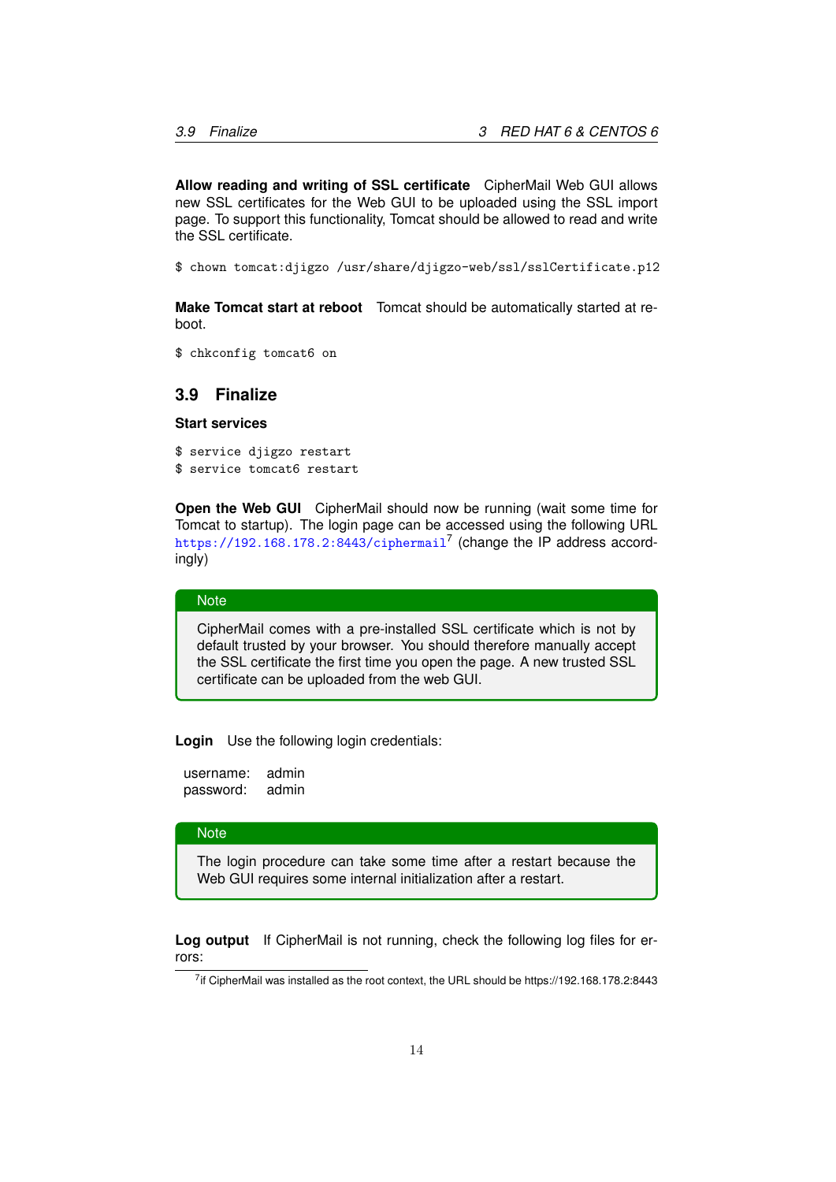**Allow reading and writing of SSL certificate** CipherMail Web GUI allows new SSL certificates for the Web GUI to be uploaded using the SSL import page. To support this functionality, Tomcat should be allowed to read and write the SSL certificate.

```
$ chown tomcat:djigzo /usr/share/djigzo-web/ssl/sslCertificate.p12
```

**Make Tomcat start at reboot** Tomcat should be automatically started at reboot.

```
$ chkconfig tomcat6 on
```

## 3.9 Finalize

**Start services**

```
$ service djigzo restart
$ service tomcat6 restart
```

**Open the Web GUI** CipherMail should now be running (wait some time for Tomcat to startup). The login page can be accessed using the following URL https://192.168.178.2:8443/ciphermail[7] (change the IP address accordingly)

> **Note**
>
> CipherMail comes with a pre-installed SSL certificate which is not by default trusted by your browser. You should therefore manually accept the SSL certificate the first time you open the page. A new trusted SSL certificate can be uploaded from the web GUI.

**Login** Use the following login credentials:

| | |
|---|---|
| username: | admin |
| password: | admin |

> **Note**
>
> The login procedure can take some time after a restart because the Web GUI requires some internal initialization after a restart.

**Log output** If CipherMail is not running, check the following log files for errors:

[7] if CipherMail was installed as the root context, the URL should be https://192.168.178.2:8443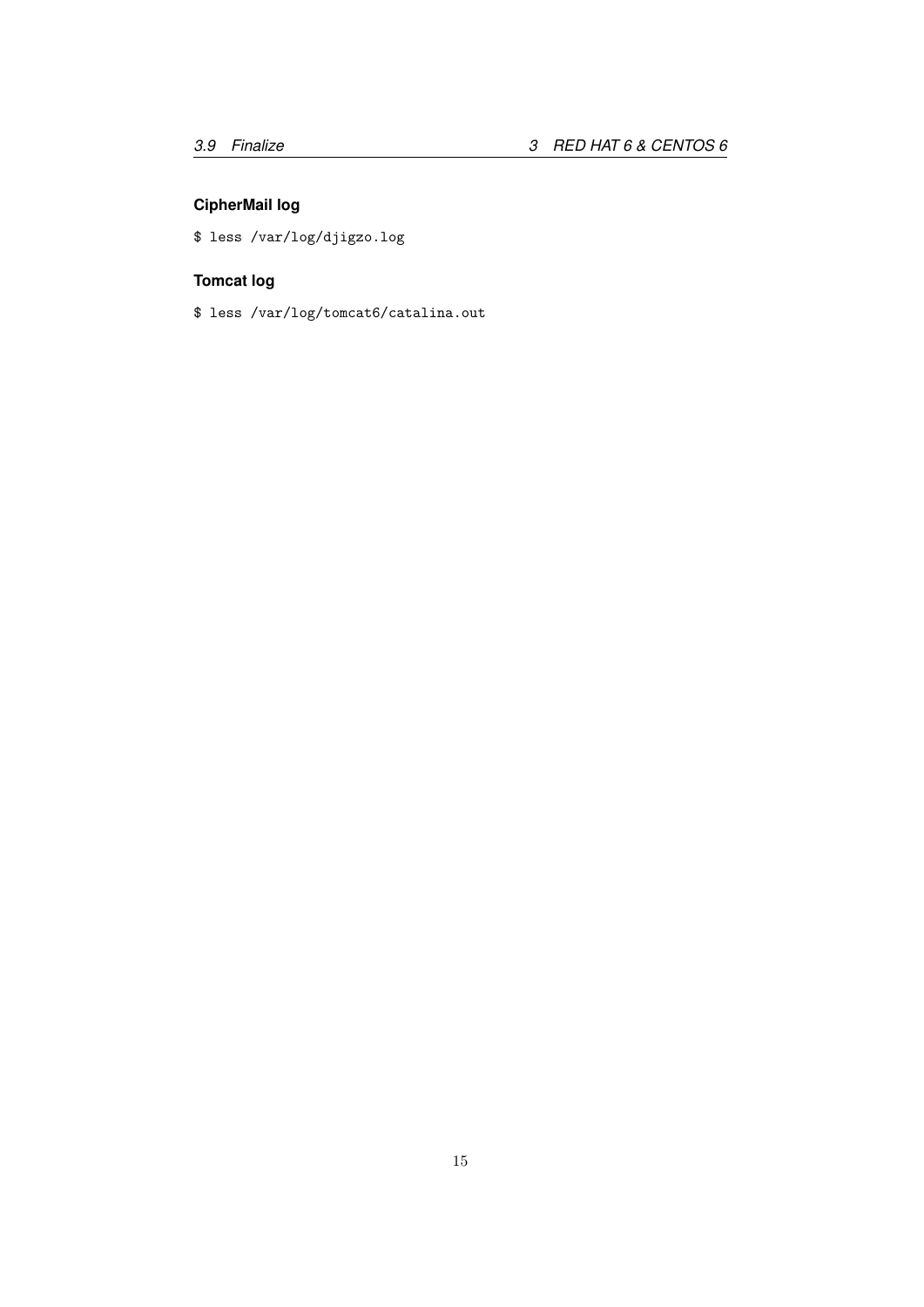#### CipherMail log

```
$ less /var/log/djigzo.log
```

#### Tomcat log

```
$ less /var/log/tomcat6/catalina.out
```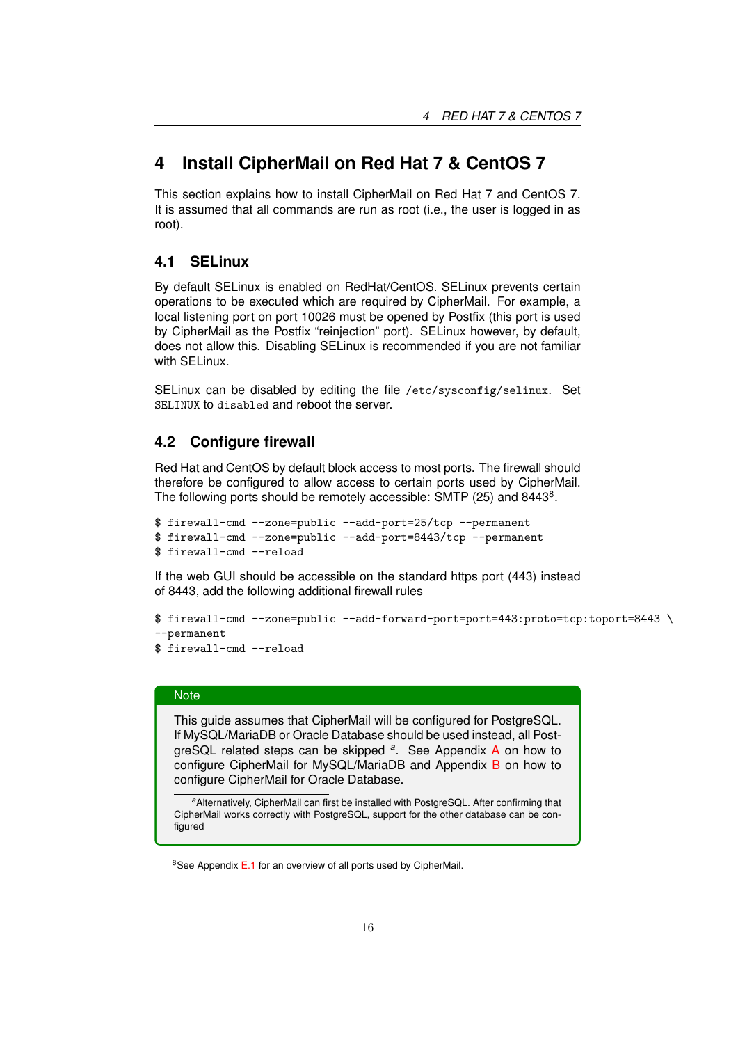# 4 Install CipherMail on Red Hat 7 & CentOS 7

This section explains how to install CipherMail on Red Hat 7 and CentOS 7. It is assumed that all commands are run as root (i.e., the user is logged in as root).

## 4.1 SELinux

By default SELinux is enabled on RedHat/CentOS. SELinux prevents certain operations to be executed which are required by CipherMail. For example, a local listening port on port 10026 must be opened by Postfix (this port is used by CipherMail as the Postfix "reinjection" port). SELinux however, by default, does not allow this. Disabling SELinux is recommended if you are not familiar with SELinux.

SELinux can be disabled by editing the file `/etc/sysconfig/selinux`. Set `SELINUX` to `disabled` and reboot the server.

## 4.2 Configure firewall

Red Hat and CentOS by default block access to most ports. The firewall should therefore be configured to allow access to certain ports used by CipherMail. The following ports should be remotely accessible: SMTP (25) and 8443[8].

```
$ firewall-cmd --zone=public --add-port=25/tcp --permanent
$ firewall-cmd --zone=public --add-port=8443/tcp --permanent
$ firewall-cmd --reload
```

If the web GUI should be accessible on the standard https port (443) instead of 8443, add the following additional firewall rules

```
$ firewall-cmd --zone=public --add-forward-port=port=443:proto=tcp:toport=8443 \
--permanent
$ firewall-cmd --reload
```

> **Note**
>
> This guide assumes that CipherMail will be configured for PostgreSQL. If MySQL/MariaDB or Oracle Database should be used instead, all PostgreSQL related steps can be skipped [a]. See Appendix A on how to configure CipherMail for MySQL/MariaDB and Appendix B on how to configure CipherMail for Oracle Database.
>
> [a] Alternatively, CipherMail can first be installed with PostgreSQL. After confirming that CipherMail works correctly with PostgreSQL, support for the other database can be configured

[8] See Appendix E.1 for an overview of all ports used by CipherMail.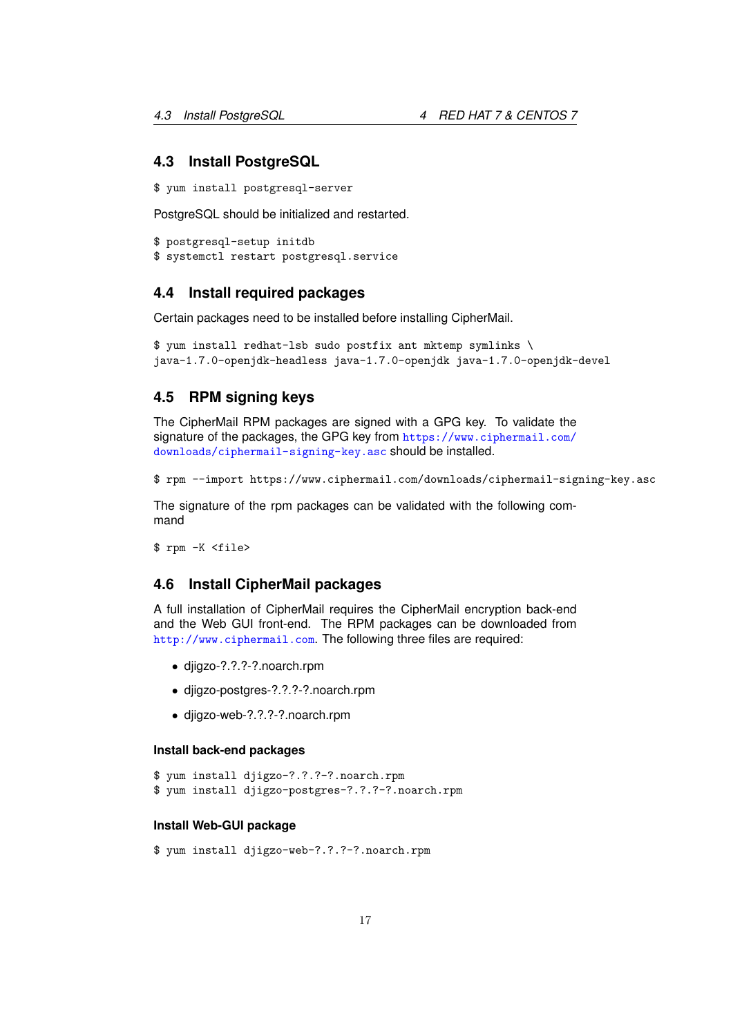## 4.3 Install PostgreSQL

```
$ yum install postgresql-server
```

PostgreSQL should be initialized and restarted.

```
$ postgresql-setup initdb
$ systemctl restart postgresql.service
```

## 4.4 Install required packages

Certain packages need to be installed before installing CipherMail.

```
$ yum install redhat-lsb sudo postfix ant mktemp symlinks \
java-1.7.0-openjdk-headless java-1.7.0-openjdk java-1.7.0-openjdk-devel
```

## 4.5 RPM signing keys

The CipherMail RPM packages are signed with a GPG key. To validate the signature of the packages, the GPG key from https://www.ciphermail.com/downloads/ciphermail-signing-key.asc should be installed.

```
$ rpm --import https://www.ciphermail.com/downloads/ciphermail-signing-key.asc
```

The signature of the rpm packages can be validated with the following command

```
$ rpm -K <file>
```

## 4.6 Install CipherMail packages

A full installation of CipherMail requires the CipherMail encryption back-end and the Web GUI front-end. The RPM packages can be downloaded from http://www.ciphermail.com. The following three files are required:

- djigzo-?.?.?-?.noarch.rpm
- djigzo-postgres-?.?.?-?.noarch.rpm
- djigzo-web-?.?.?-?.noarch.rpm

### Install back-end packages

```
$ yum install djigzo-?.?.?-?.noarch.rpm
$ yum install djigzo-postgres-?.?.?-?.noarch.rpm
```

### Install Web-GUI package

```
$ yum install djigzo-web-?.?.?-?.noarch.rpm
```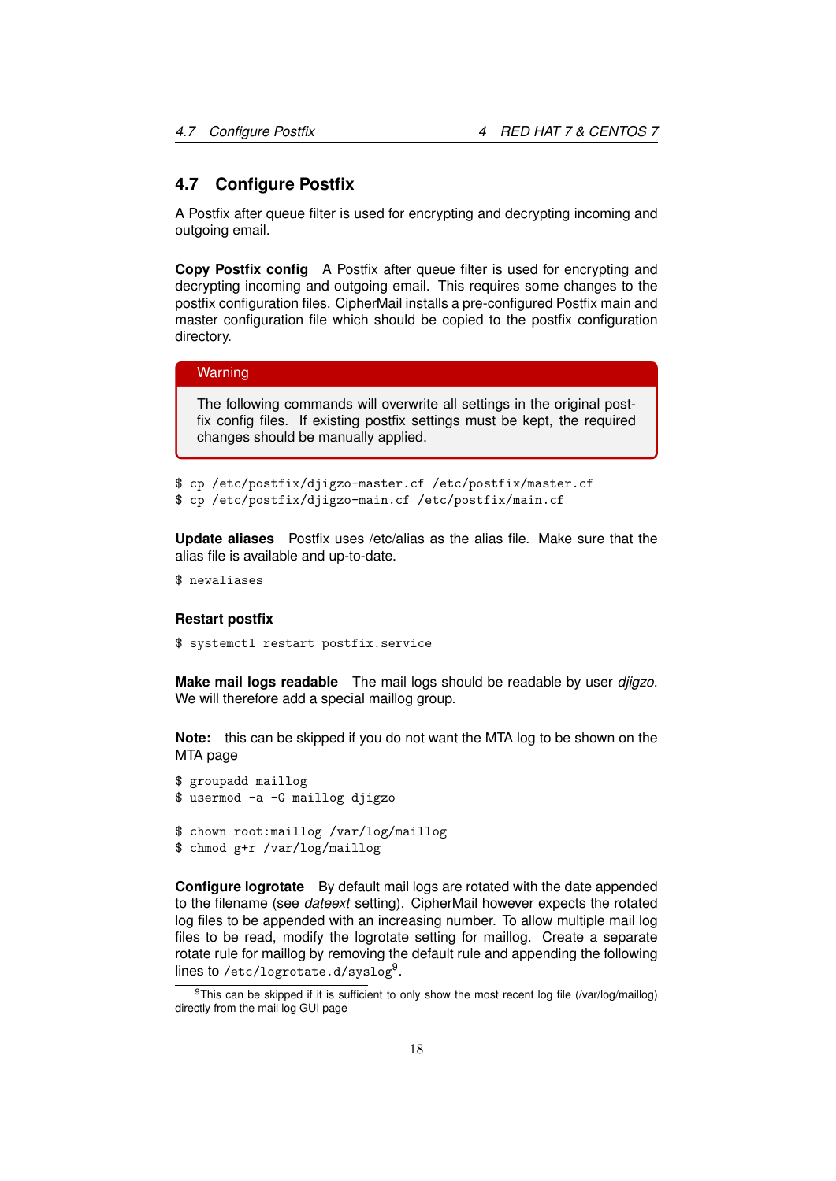## 4.7 Configure Postfix

A Postfix after queue filter is used for encrypting and decrypting incoming and outgoing email.

**Copy Postfix config** A Postfix after queue filter is used for encrypting and decrypting incoming and outgoing email. This requires some changes to the postfix configuration files. CipherMail installs a pre-configured Postfix main and master configuration file which should be copied to the postfix configuration directory.

> **Warning**
>
> The following commands will overwrite all settings in the original postfix config files. If existing postfix settings must be kept, the required changes should be manually applied.

```
$ cp /etc/postfix/djigzo-master.cf /etc/postfix/master.cf
$ cp /etc/postfix/djigzo-main.cf /etc/postfix/main.cf
```

**Update aliases** Postfix uses /etc/alias as the alias file. Make sure that the alias file is available and up-to-date.

```
$ newaliases
```

**Restart postfix**

```
$ systemctl restart postfix.service
```

**Make mail logs readable** The mail logs should be readable by user *djigzo*. We will therefore add a special maillog group.

**Note:** this can be skipped if you do not want the MTA log to be shown on the MTA page

```
$ groupadd maillog
$ usermod -a -G maillog djigzo

$ chown root:maillog /var/log/maillog
$ chmod g+r /var/log/maillog
```

**Configure logrotate** By default mail logs are rotated with the date appended to the filename (see *dateext* setting). CipherMail however expects the rotated log files to be appended with an increasing number. To allow multiple mail log files to be read, modify the logrotate setting for maillog. Create a separate rotate rule for maillog by removing the default rule and appending the following lines to `/etc/logrotate.d/syslog`[9].

[9] This can be skipped if it is sufficient to only show the most recent log file (/var/log/maillog) directly from the mail log GUI page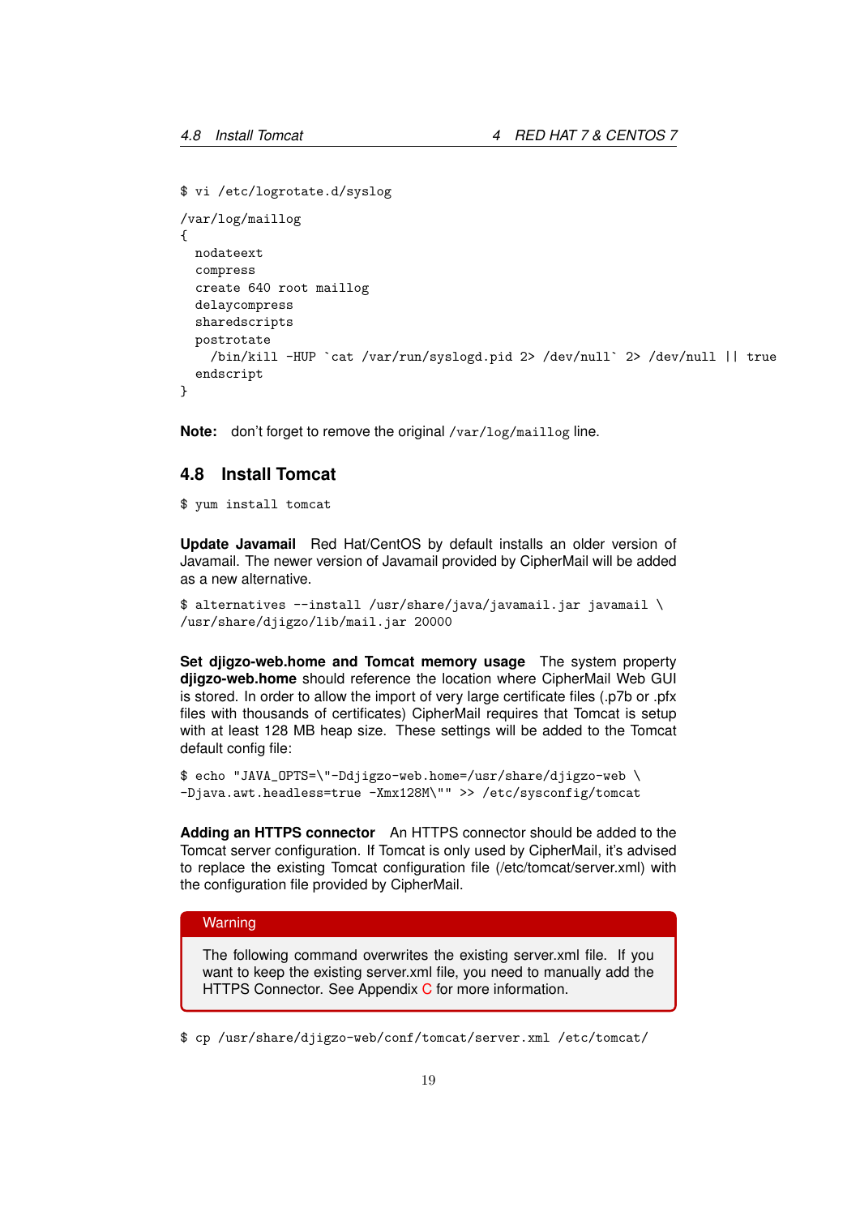```
$ vi /etc/logrotate.d/syslog
```

```
/var/log/maillog
{
  nodateext
  compress
  create 640 root maillog
  delaycompress
  sharedscripts
  postrotate
    /bin/kill -HUP `cat /var/run/syslogd.pid 2> /dev/null` 2> /dev/null || true
  endscript
}
```

**Note:** don't forget to remove the original `/var/log/maillog` line.

## 4.8 Install Tomcat

```
$ yum install tomcat
```

**Update Javamail** Red Hat/CentOS by default installs an older version of Javamail. The newer version of Javamail provided by CipherMail will be added as a new alternative.

```
$ alternatives --install /usr/share/java/javamail.jar javamail \
/usr/share/djigzo/lib/mail.jar 20000
```

**Set djigzo-web.home and Tomcat memory usage** The system property **djigzo-web.home** should reference the location where CipherMail Web GUI is stored. In order to allow the import of very large certificate files (.p7b or .pfx files with thousands of certificates) CipherMail requires that Tomcat is setup with at least 128 MB heap size. These settings will be added to the Tomcat default config file:

```
$ echo "JAVA_OPTS=\"-Ddjigzo-web.home=/usr/share/djigzo-web \
-Djava.awt.headless=true -Xmx128M\"" >> /etc/sysconfig/tomcat
```

**Adding an HTTPS connector** An HTTPS connector should be added to the Tomcat server configuration. If Tomcat is only used by CipherMail, it's advised to replace the existing Tomcat configuration file (/etc/tomcat/server.xml) with the configuration file provided by CipherMail.

> **Warning**
>
> The following command overwrites the existing server.xml file. If you want to keep the existing server.xml file, you need to manually add the HTTPS Connector. See Appendix C for more information.

```
$ cp /usr/share/djigzo-web/conf/tomcat/server.xml /etc/tomcat/
```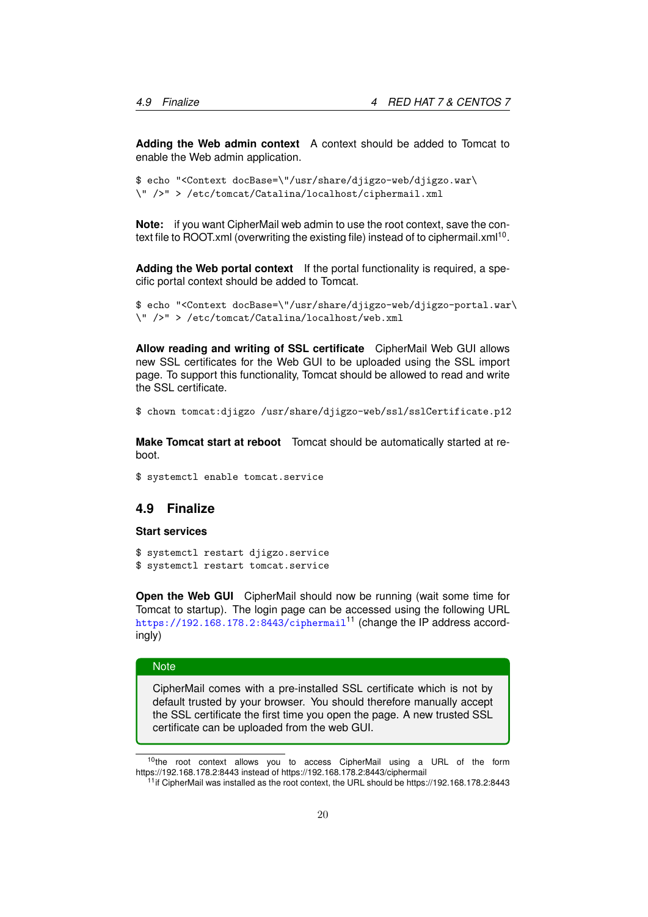**Adding the Web admin context** A context should be added to Tomcat to enable the Web admin application.

```
$ echo "<Context docBase=\"/usr/share/djigzo-web/djigzo.war\
\" />" > /etc/tomcat/Catalina/localhost/ciphermail.xml
```

**Note:** if you want CipherMail web admin to use the root context, save the context file to ROOT.xml (overwriting the existing file) instead of to ciphermail.xml[10].

**Adding the Web portal context** If the portal functionality is required, a specific portal context should be added to Tomcat.

```
$ echo "<Context docBase=\"/usr/share/djigzo-web/djigzo-portal.war\
\" />" > /etc/tomcat/Catalina/localhost/web.xml
```

**Allow reading and writing of SSL certificate** CipherMail Web GUI allows new SSL certificates for the Web GUI to be uploaded using the SSL import page. To support this functionality, Tomcat should be allowed to read and write the SSL certificate.

```
$ chown tomcat:djigzo /usr/share/djigzo-web/ssl/sslCertificate.p12
```

**Make Tomcat start at reboot** Tomcat should be automatically started at reboot.

```
$ systemctl enable tomcat.service
```

## 4.9 Finalize

### Start services

```
$ systemctl restart djigzo.service
$ systemctl restart tomcat.service
```

**Open the Web GUI** CipherMail should now be running (wait some time for Tomcat to startup). The login page can be accessed using the following URL https://192.168.178.2:8443/ciphermail[11] (change the IP address accordingly)

> **Note**
>
> CipherMail comes with a pre-installed SSL certificate which is not by default trusted by your browser. You should therefore manually accept the SSL certificate the first time you open the page. A new trusted SSL certificate can be uploaded from the web GUI.

[10] the root context allows you to access CipherMail using a URL of the form https://192.168.178.2:8443 instead of https://192.168.178.2:8443/ciphermail

[11] if CipherMail was installed as the root context, the URL should be https://192.168.178.2:8443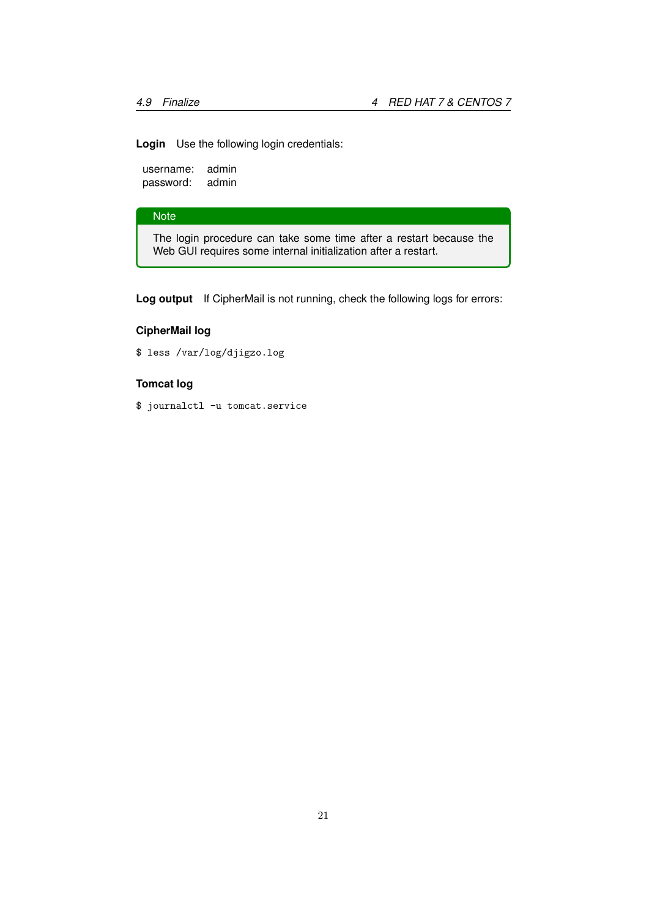**Login** Use the following login credentials:

username: admin
password: admin

> **Note**
>
> The login procedure can take some time after a restart because the Web GUI requires some internal initialization after a restart.

**Log output** If CipherMail is not running, check the following logs for errors:

### CipherMail log

```
$ less /var/log/djigzo.log
```

### Tomcat log

```
$ journalctl -u tomcat.service
```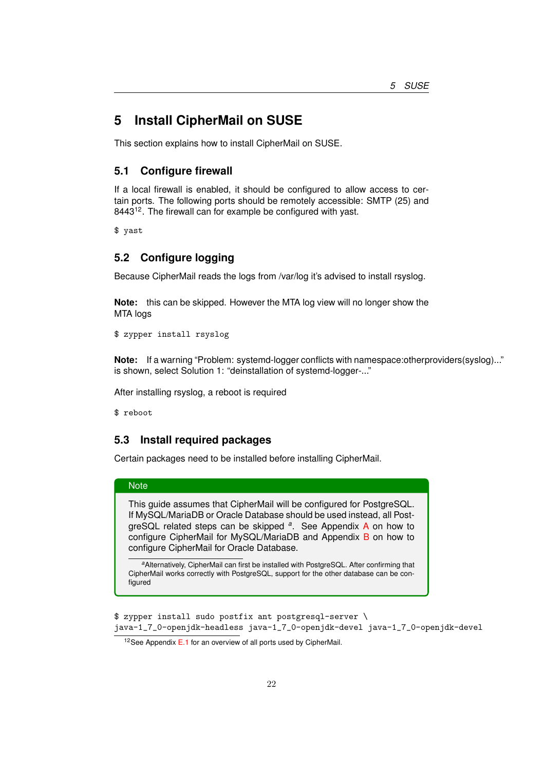# 5 Install CipherMail on SUSE

This section explains how to install CipherMail on SUSE.

## 5.1 Configure firewall

If a local firewall is enabled, it should be configured to allow access to certain ports. The following ports should be remotely accessible: SMTP (25) and 8443[12]. The firewall can for example be configured with yast.

```
$ yast
```

## 5.2 Configure logging

Because CipherMail reads the logs from /var/log it's advised to install rsyslog.

**Note:** this can be skipped. However the MTA log view will no longer show the MTA logs

```
$ zypper install rsyslog
```

**Note:** If a warning "Problem: systemd-logger conflicts with namespace:otherproviders(syslog)..." is shown, select Solution 1: "deinstallation of systemd-logger-..."

After installing rsyslog, a reboot is required

```
$ reboot
```

## 5.3 Install required packages

Certain packages need to be installed before installing CipherMail.

> **Note**
>
> This guide assumes that CipherMail will be configured for PostgreSQL. If MySQL/MariaDB or Oracle Database should be used instead, all PostgreSQL related steps can be skipped [a]. See Appendix A on how to configure CipherMail for MySQL/MariaDB and Appendix B on how to configure CipherMail for Oracle Database.
>
> [a] Alternatively, CipherMail can first be installed with PostgreSQL. After confirming that CipherMail works correctly with PostgreSQL, support for the other database can be configured

```
$ zypper install sudo postfix ant postgresql-server \
java-1_7_0-openjdk-headless java-1_7_0-openjdk-devel java-1_7_0-openjdk-devel
```

[12] See Appendix E.1 for an overview of all ports used by CipherMail.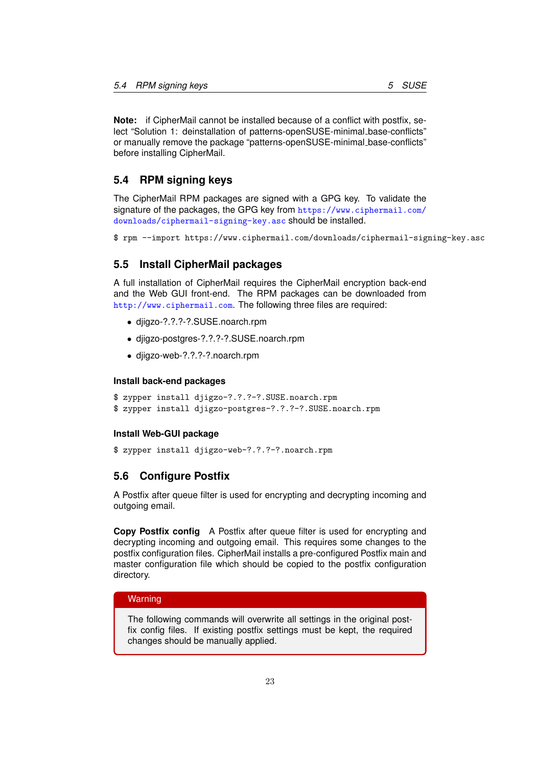**Note:** if CipherMail cannot be installed because of a conflict with postfix, select "Solution 1: deinstallation of patterns-openSUSE-minimal_base-conflicts" or manually remove the package "patterns-openSUSE-minimal_base-conflicts" before installing CipherMail.

## 5.4 RPM signing keys

The CipherMail RPM packages are signed with a GPG key. To validate the signature of the packages, the GPG key from https://www.ciphermail.com/downloads/ciphermail-signing-key.asc should be installed.

```
$ rpm --import https://www.ciphermail.com/downloads/ciphermail-signing-key.asc
```

## 5.5 Install CipherMail packages

A full installation of CipherMail requires the CipherMail encryption back-end and the Web GUI front-end. The RPM packages can be downloaded from http://www.ciphermail.com. The following three files are required:

- djigzo-?.?.?-?.SUSE.noarch.rpm
- djigzo-postgres-?.?.?-?.SUSE.noarch.rpm
- djigzo-web-?.?.?-?.noarch.rpm

### Install back-end packages

```
$ zypper install djigzo-?.?.?-?.SUSE.noarch.rpm
$ zypper install djigzo-postgres-?.?.?-?.SUSE.noarch.rpm
```

### Install Web-GUI package

```
$ zypper install djigzo-web-?.?.?-?.noarch.rpm
```

## 5.6 Configure Postfix

A Postfix after queue filter is used for encrypting and decrypting incoming and outgoing email.

**Copy Postfix config** A Postfix after queue filter is used for encrypting and decrypting incoming and outgoing email. This requires some changes to the postfix configuration files. CipherMail installs a pre-configured Postfix main and master configuration file which should be copied to the postfix configuration directory.

> **Warning**
>
> The following commands will overwrite all settings in the original postfix config files. If existing postfix settings must be kept, the required changes should be manually applied.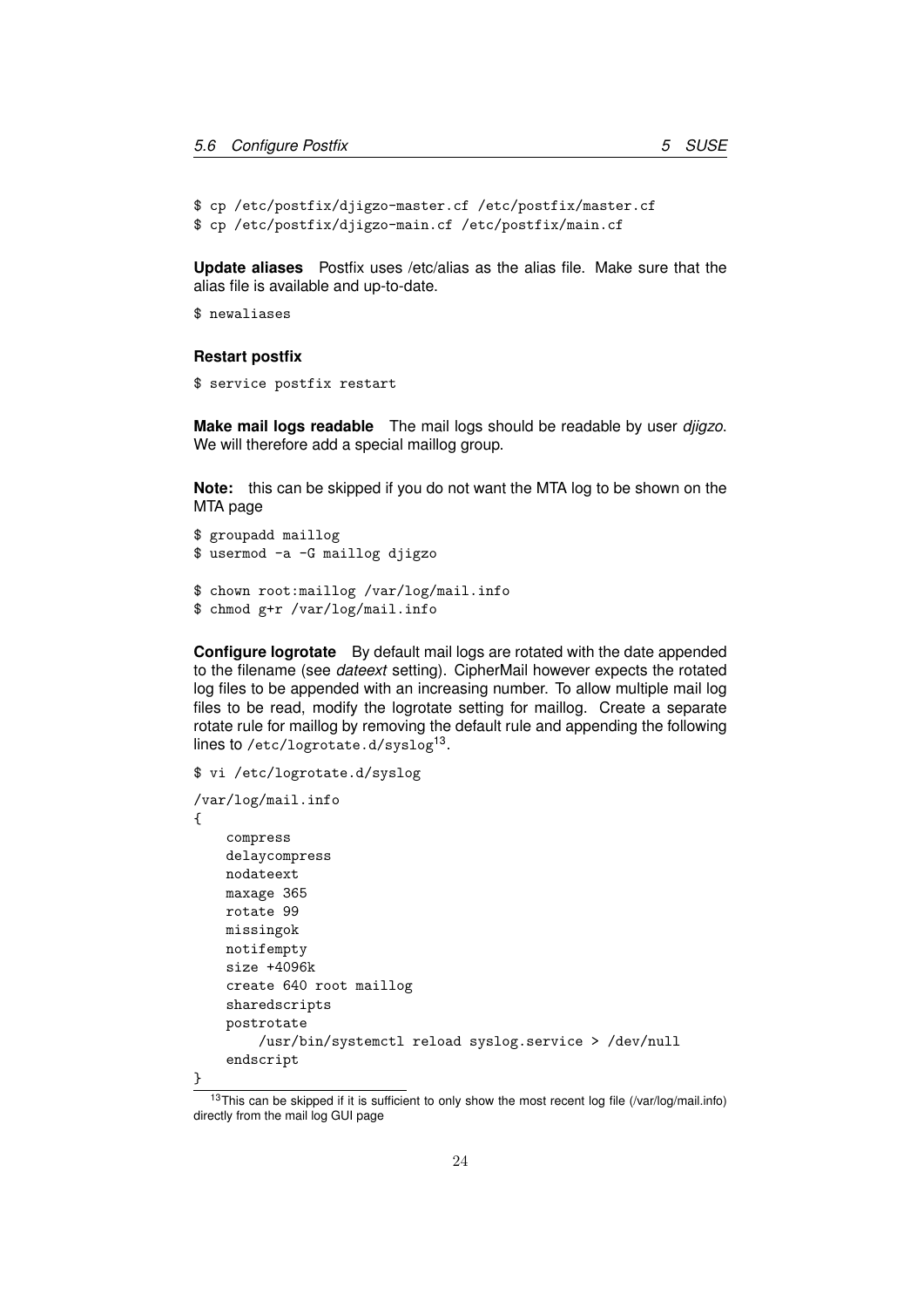```
$ cp /etc/postfix/djigzo-master.cf /etc/postfix/master.cf
$ cp /etc/postfix/djigzo-main.cf /etc/postfix/main.cf
```

**Update aliases** Postfix uses /etc/alias as the alias file. Make sure that the alias file is available and up-to-date.

```
$ newaliases
```

#### Restart postfix

```
$ service postfix restart
```

**Make mail logs readable** The mail logs should be readable by user *djigzo*. We will therefore add a special maillog group.

**Note:** this can be skipped if you do not want the MTA log to be shown on the MTA page

```
$ groupadd maillog
$ usermod -a -G maillog djigzo

$ chown root:maillog /var/log/mail.info
$ chmod g+r /var/log/mail.info
```

**Configure logrotate** By default mail logs are rotated with the date appended to the filename (see *dateext* setting). CipherMail however expects the rotated log files to be appended with an increasing number. To allow multiple mail log files to be read, modify the logrotate setting for maillog. Create a separate rotate rule for maillog by removing the default rule and appending the following lines to /etc/logrotate.d/syslog[13].

```
$ vi /etc/logrotate.d/syslog

/var/log/mail.info
{
    compress
    delaycompress
    nodateext
    maxage 365
    rotate 99
    missingok
    notifempty
    size +4096k
    create 640 root maillog
    sharedscripts
    postrotate
        /usr/bin/systemctl reload syslog.service > /dev/null
    endscript
}
```

[13] This can be skipped if it is sufficient to only show the most recent log file (/var/log/mail.info) directly from the mail log GUI page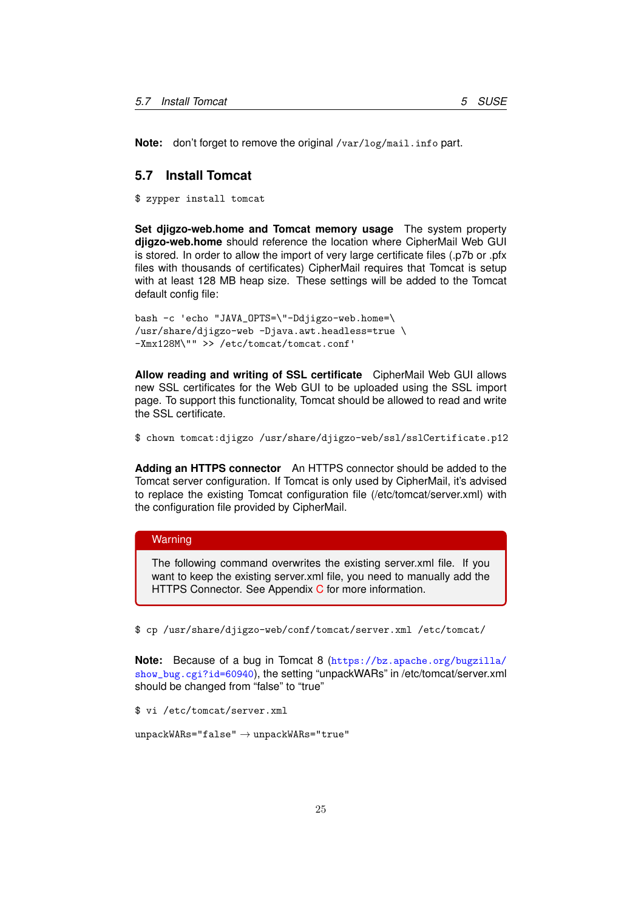**Note:** don't forget to remove the original `/var/log/mail.info` part.

## 5.7 Install Tomcat

```
$ zypper install tomcat
```

**Set djigzo-web.home and Tomcat memory usage** The system property **djigzo-web.home** should reference the location where CipherMail Web GUI is stored. In order to allow the import of very large certificate files (.p7b or .pfx files with thousands of certificates) CipherMail requires that Tomcat is setup with at least 128 MB heap size. These settings will be added to the Tomcat default config file:

```
bash -c 'echo "JAVA_OPTS=\"-Ddjigzo-web.home=\
/usr/share/djigzo-web -Djava.awt.headless=true \
-Xmx128M\"" >> /etc/tomcat/tomcat.conf'
```

**Allow reading and writing of SSL certificate** CipherMail Web GUI allows new SSL certificates for the Web GUI to be uploaded using the SSL import page. To support this functionality, Tomcat should be allowed to read and write the SSL certificate.

```
$ chown tomcat:djigzo /usr/share/djigzo-web/ssl/sslCertificate.p12
```

**Adding an HTTPS connector** An HTTPS connector should be added to the Tomcat server configuration. If Tomcat is only used by CipherMail, it's advised to replace the existing Tomcat configuration file (/etc/tomcat/server.xml) with the configuration file provided by CipherMail.

> **Warning**
>
> The following command overwrites the existing server.xml file. If you want to keep the existing server.xml file, you need to manually add the HTTPS Connector. See Appendix C for more information.

```
$ cp /usr/share/djigzo-web/conf/tomcat/server.xml /etc/tomcat/
```

**Note:** Because of a bug in Tomcat 8 (https://bz.apache.org/bugzilla/show_bug.cgi?id=60940), the setting "unpackWARs" in /etc/tomcat/server.xml should be changed from "false" to "true"

```
$ vi /etc/tomcat/server.xml
```

unpackWARs="false" → unpackWARs="true"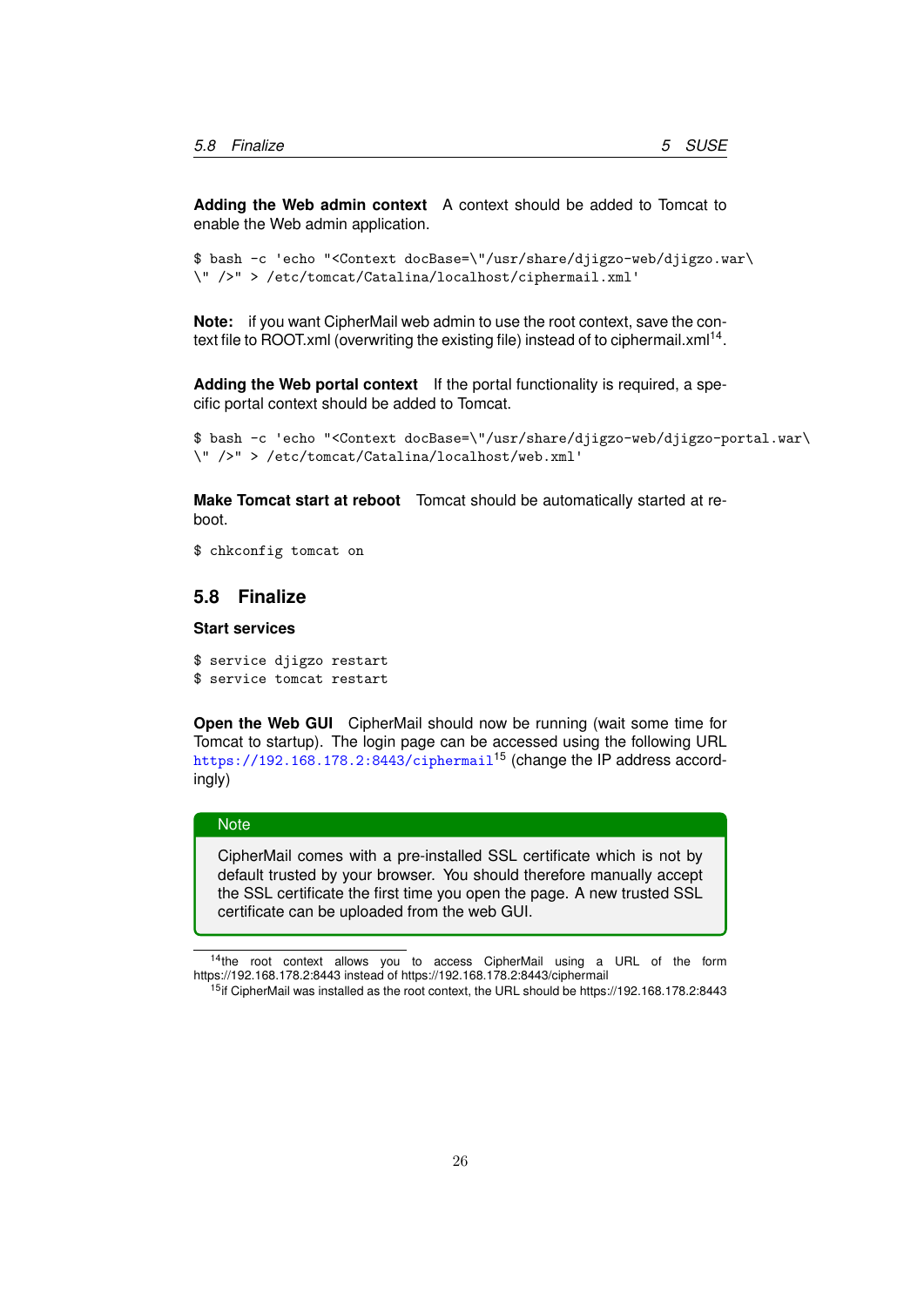**Adding the Web admin context** A context should be added to Tomcat to enable the Web admin application.

```
$ bash -c 'echo "<Context docBase=\"/usr/share/djigzo-web/djigzo.war\
\" />" > /etc/tomcat/Catalina/localhost/ciphermail.xml'
```

**Note:** if you want CipherMail web admin to use the root context, save the context file to ROOT.xml (overwriting the existing file) instead of to ciphermail.xml[14].

**Adding the Web portal context** If the portal functionality is required, a specific portal context should be added to Tomcat.

```
$ bash -c 'echo "<Context docBase=\"/usr/share/djigzo-web/djigzo-portal.war\
\" />" > /etc/tomcat/Catalina/localhost/web.xml'
```

**Make Tomcat start at reboot** Tomcat should be automatically started at reboot.

```
$ chkconfig tomcat on
```

## 5.8 Finalize

### Start services

```
$ service djigzo restart
$ service tomcat restart
```

**Open the Web GUI** CipherMail should now be running (wait some time for Tomcat to startup). The login page can be accessed using the following URL https://192.168.178.2:8443/ciphermail[15] (change the IP address accordingly)

> **Note**
>
> CipherMail comes with a pre-installed SSL certificate which is not by default trusted by your browser. You should therefore manually accept the SSL certificate the first time you open the page. A new trusted SSL certificate can be uploaded from the web GUI.

[14] the root context allows you to access CipherMail using a URL of the form https://192.168.178.2:8443 instead of https://192.168.178.2:8443/ciphermail

[15] if CipherMail was installed as the root context, the URL should be https://192.168.178.2:8443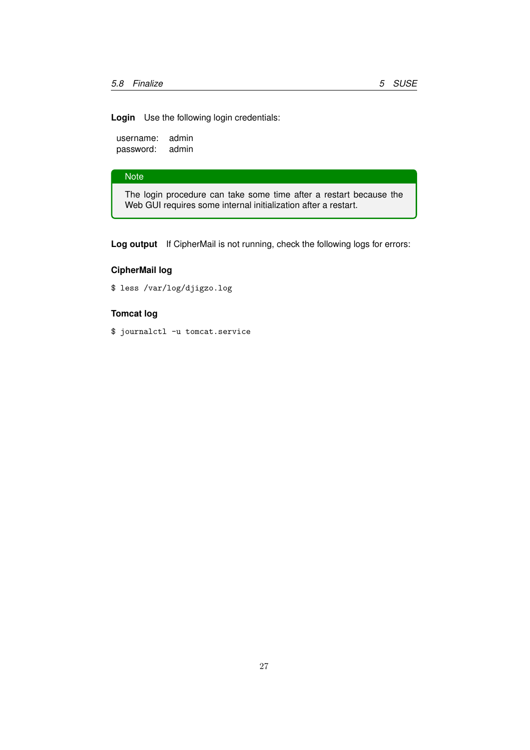**Login** Use the following login credentials:

username: admin
password: admin

> **Note**
>
> The login procedure can take some time after a restart because the Web GUI requires some internal initialization after a restart.

**Log output** If CipherMail is not running, check the following logs for errors:

#### CipherMail log

```
$ less /var/log/djigzo.log
```

#### Tomcat log

```
$ journalctl -u tomcat.service
```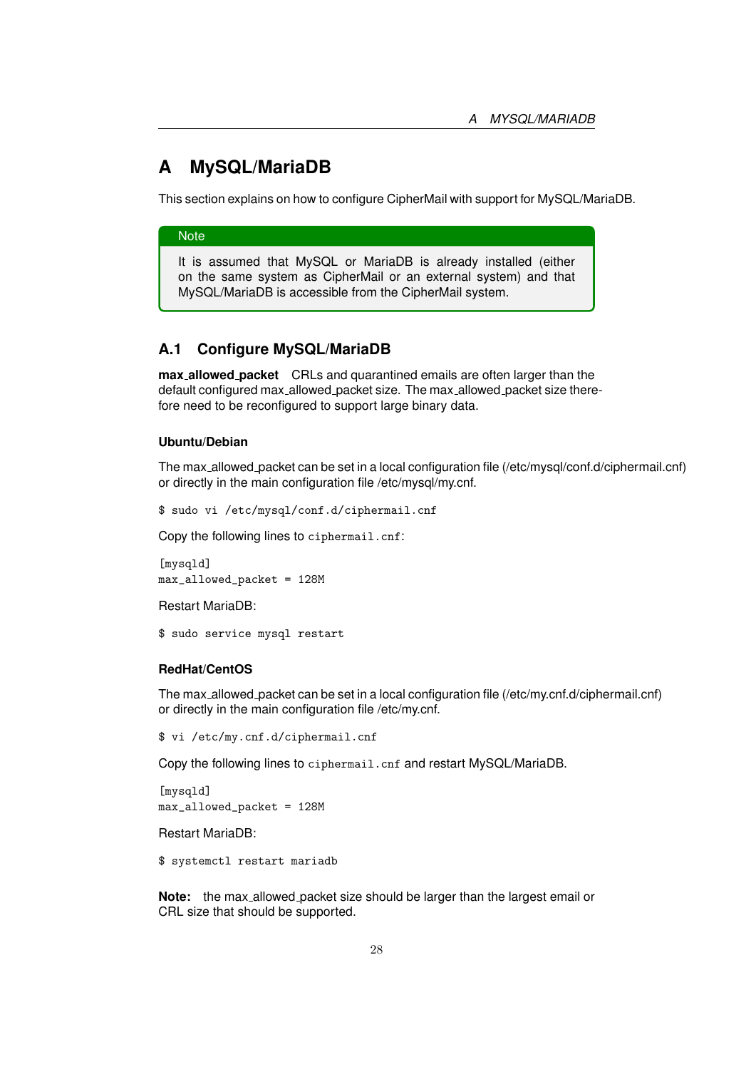# A MySQL/MariaDB

This section explains on how to configure CipherMail with support for MySQL/MariaDB.

> **Note**
>
> It is assumed that MySQL or MariaDB is already installed (either on the same system as CipherMail or an external system) and that MySQL/MariaDB is accessible from the CipherMail system.

## A.1 Configure MySQL/MariaDB

**max_allowed_packet** CRLs and quarantined emails are often larger than the default configured max_allowed_packet size. The max_allowed_packet size therefore need to be reconfigured to support large binary data.

### Ubuntu/Debian

The max_allowed_packet can be set in a local configuration file (/etc/mysql/conf.d/ciphermail.cnf) or directly in the main configuration file /etc/mysql/my.cnf.

```
$ sudo vi /etc/mysql/conf.d/ciphermail.cnf
```

Copy the following lines to `ciphermail.cnf`:

```
[mysqld]
max_allowed_packet = 128M
```

Restart MariaDB:

```
$ sudo service mysql restart
```

### RedHat/CentOS

The max_allowed_packet can be set in a local configuration file (/etc/my.cnf.d/ciphermail.cnf) or directly in the main configuration file /etc/my.cnf.

```
$ vi /etc/my.cnf.d/ciphermail.cnf
```

Copy the following lines to `ciphermail.cnf` and restart MySQL/MariaDB.

```
[mysqld]
max_allowed_packet = 128M
```

Restart MariaDB:

```
$ systemctl restart mariadb
```

**Note:** the max_allowed_packet size should be larger than the largest email or CRL size that should be supported.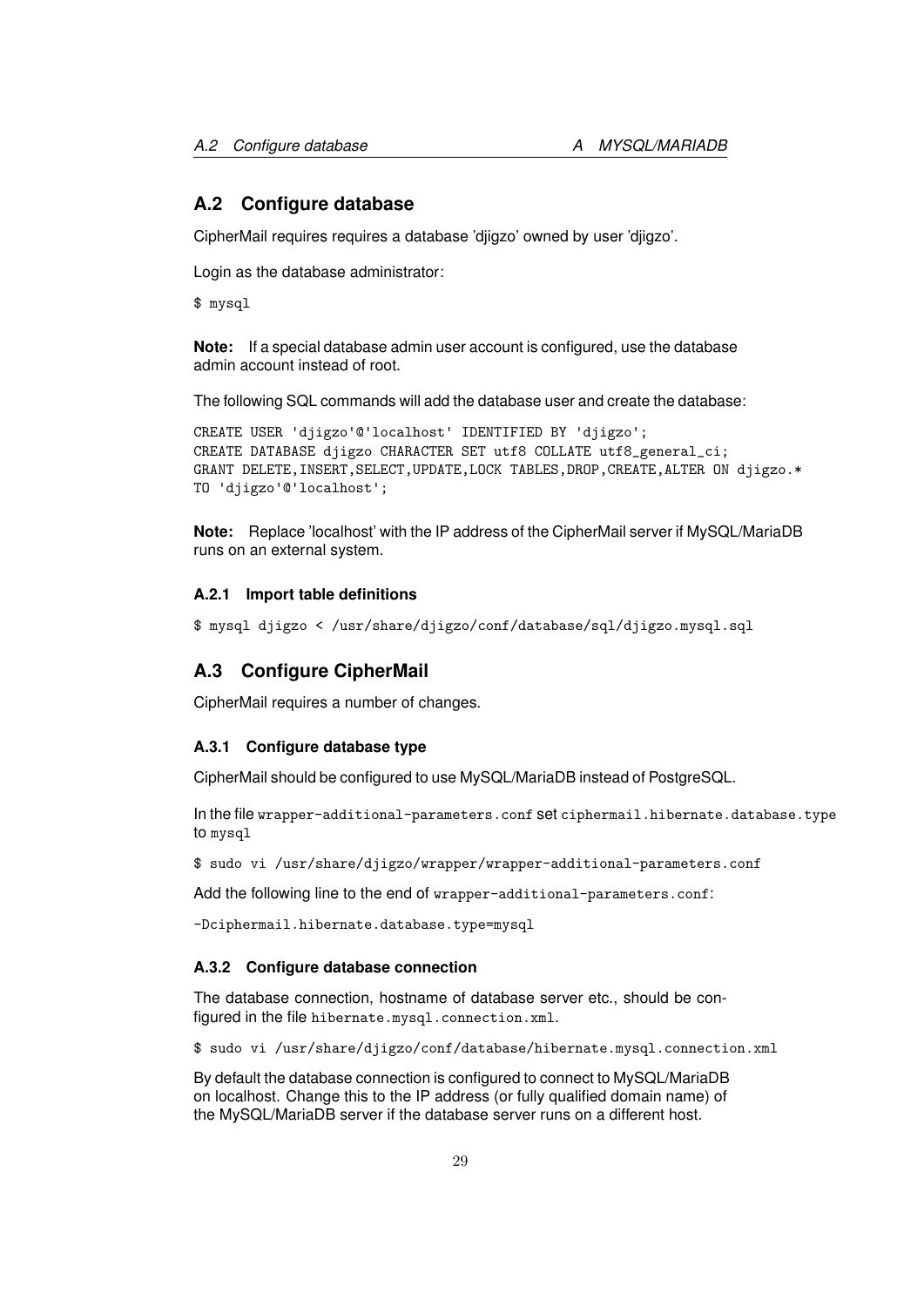## A.2 Configure database

CipherMail requires requires a database 'djigzo' owned by user 'djigzo'.

Login as the database administrator:

```
$ mysql
```

**Note:** If a special database admin user account is configured, use the database admin account instead of root.

The following SQL commands will add the database user and create the database:

```
CREATE USER 'djigzo'@'localhost' IDENTIFIED BY 'djigzo';
CREATE DATABASE djigzo CHARACTER SET utf8 COLLATE utf8_general_ci;
GRANT DELETE,INSERT,SELECT,UPDATE,LOCK TABLES,DROP,CREATE,ALTER ON djigzo.*
TO 'djigzo'@'localhost';
```

**Note:** Replace 'localhost' with the IP address of the CipherMail server if MySQL/MariaDB runs on an external system.

### A.2.1 Import table definitions

```
$ mysql djigzo < /usr/share/djigzo/conf/database/sql/djigzo.mysql.sql
```

## A.3 Configure CipherMail

CipherMail requires a number of changes.

### A.3.1 Configure database type

CipherMail should be configured to use MySQL/MariaDB instead of PostgreSQL.

In the file `wrapper-additional-parameters.conf` set `ciphermail.hibernate.database.type` to `mysql`

```
$ sudo vi /usr/share/djigzo/wrapper/wrapper-additional-parameters.conf
```

Add the following line to the end of `wrapper-additional-parameters.conf`:

```
-Dciphermail.hibernate.database.type=mysql
```

### A.3.2 Configure database connection

The database connection, hostname of database server etc., should be configured in the file `hibernate.mysql.connection.xml`.

```
$ sudo vi /usr/share/djigzo/conf/database/hibernate.mysql.connection.xml
```

By default the database connection is configured to connect to MySQL/MariaDB on localhost. Change this to the IP address (or fully qualified domain name) of the MySQL/MariaDB server if the database server runs on a different host.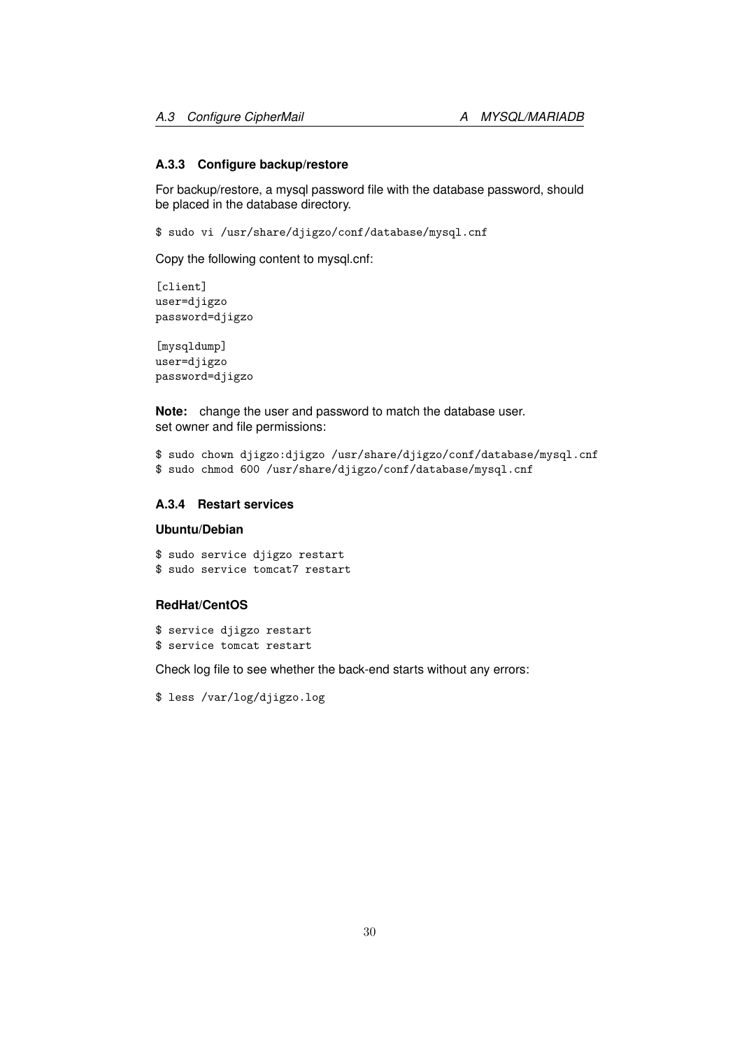### A.3.3 Configure backup/restore

For backup/restore, a mysql password file with the database password, should be placed in the database directory.

```
$ sudo vi /usr/share/djigzo/conf/database/mysql.cnf
```

Copy the following content to mysql.cnf:

```
[client]
user=djigzo
password=djigzo

[mysqldump]
user=djigzo
password=djigzo
```

**Note:** change the user and password to match the database user.
set owner and file permissions:

```
$ sudo chown djigzo:djigzo /usr/share/djigzo/conf/database/mysql.cnf
$ sudo chmod 600 /usr/share/djigzo/conf/database/mysql.cnf
```

### A.3.4 Restart services

#### Ubuntu/Debian

```
$ sudo service djigzo restart
$ sudo service tomcat7 restart
```

#### RedHat/CentOS

```
$ service djigzo restart
$ service tomcat restart
```

Check log file to see whether the back-end starts without any errors:

```
$ less /var/log/djigzo.log
```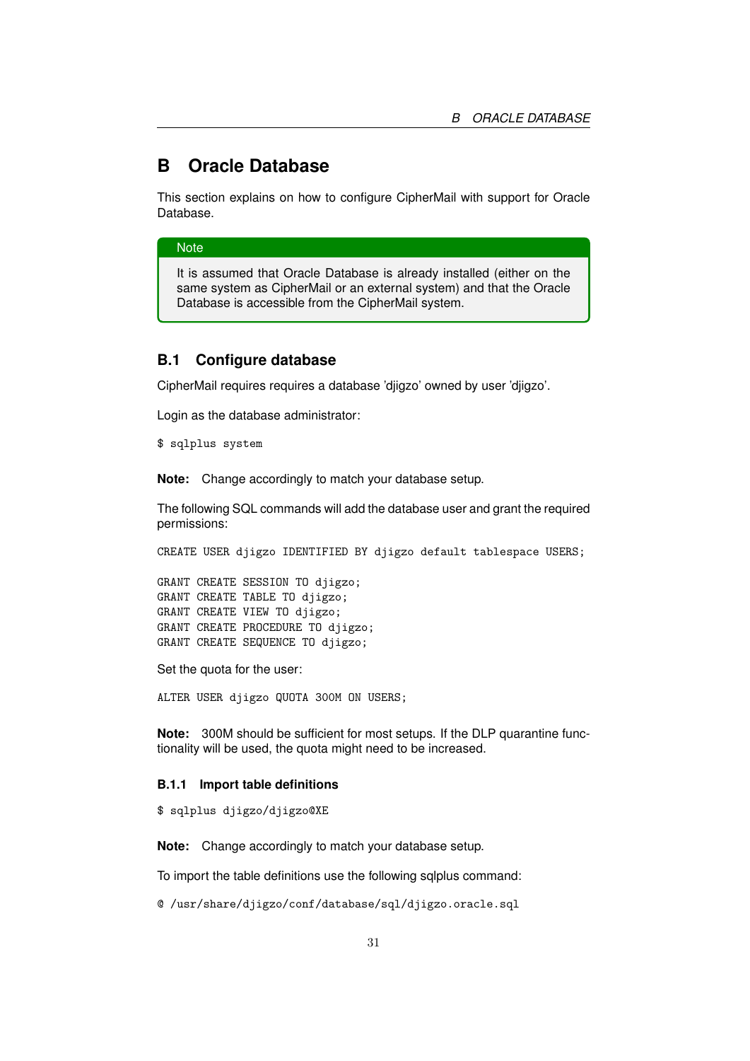# B Oracle Database

This section explains on how to configure CipherMail with support for Oracle Database.

> **Note**
>
> It is assumed that Oracle Database is already installed (either on the same system as CipherMail or an external system) and that the Oracle Database is accessible from the CipherMail system.

## B.1 Configure database

CipherMail requires requires a database 'djigzo' owned by user 'djigzo'.

Login as the database administrator:

```
$ sqlplus system
```

**Note:** Change accordingly to match your database setup.

The following SQL commands will add the database user and grant the required permissions:

```
CREATE USER djigzo IDENTIFIED BY djigzo default tablespace USERS;

GRANT CREATE SESSION TO djigzo;
GRANT CREATE TABLE TO djigzo;
GRANT CREATE VIEW TO djigzo;
GRANT CREATE PROCEDURE TO djigzo;
GRANT CREATE SEQUENCE TO djigzo;
```

Set the quota for the user:

```
ALTER USER djigzo QUOTA 300M ON USERS;
```

**Note:** 300M should be sufficient for most setups. If the DLP quarantine functionality will be used, the quota might need to be increased.

### B.1.1 Import table definitions

```
$ sqlplus djigzo/djigzo@XE
```

**Note:** Change accordingly to match your database setup.

To import the table definitions use the following sqlplus command:

```
@ /usr/share/djigzo/conf/database/sql/djigzo.oracle.sql
```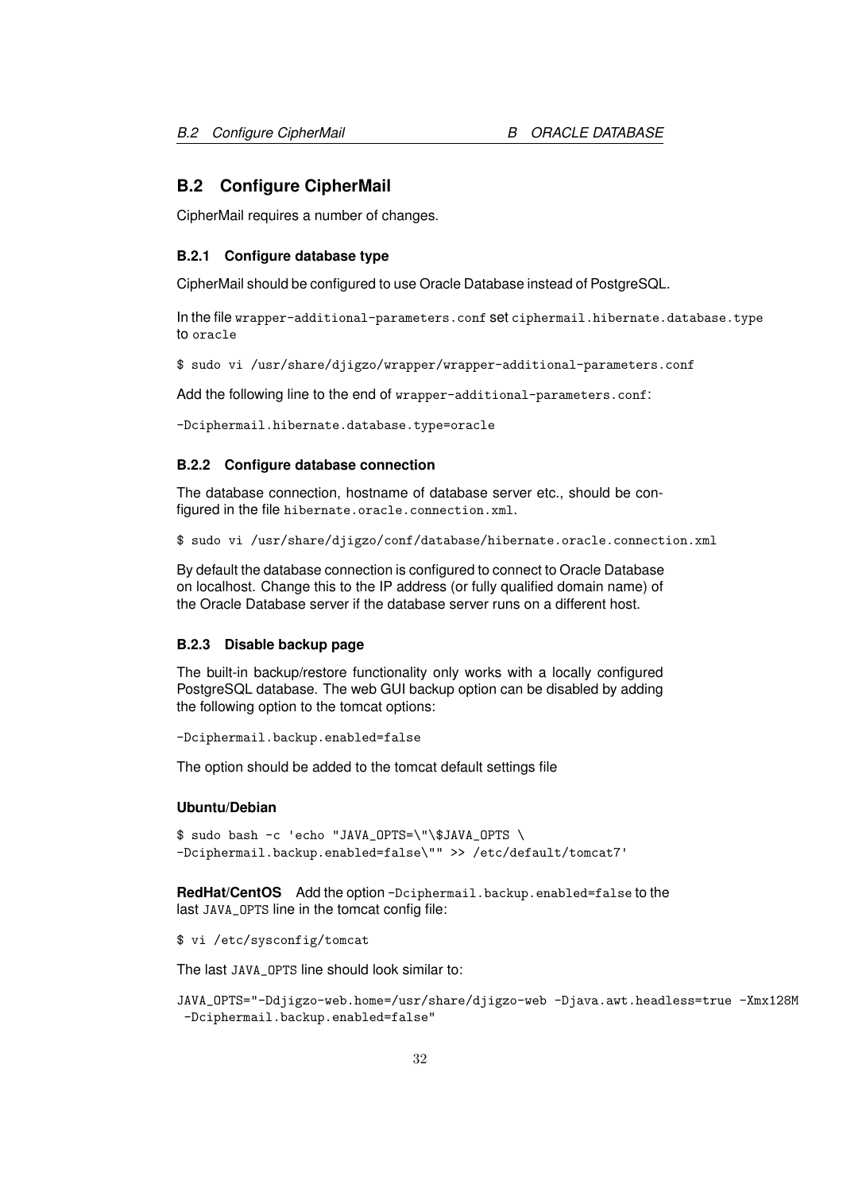## B.2 Configure CipherMail

CipherMail requires a number of changes.

### B.2.1 Configure database type

CipherMail should be configured to use Oracle Database instead of PostgreSQL.

In the file `wrapper-additional-parameters.conf` set `ciphermail.hibernate.database.type` to `oracle`

```
$ sudo vi /usr/share/djigzo/wrapper/wrapper-additional-parameters.conf
```

Add the following line to the end of `wrapper-additional-parameters.conf`:

```
-Dciphermail.hibernate.database.type=oracle
```

### B.2.2 Configure database connection

The database connection, hostname of database server etc., should be configured in the file `hibernate.oracle.connection.xml`.

```
$ sudo vi /usr/share/djigzo/conf/database/hibernate.oracle.connection.xml
```

By default the database connection is configured to connect to Oracle Database on localhost. Change this to the IP address (or fully qualified domain name) of the Oracle Database server if the database server runs on a different host.

### B.2.3 Disable backup page

The built-in backup/restore functionality only works with a locally configured PostgreSQL database. The web GUI backup option can be disabled by adding the following option to the tomcat options:

```
-Dciphermail.backup.enabled=false
```

The option should be added to the tomcat default settings file

**Ubuntu/Debian**

```
$ sudo bash -c 'echo "JAVA_OPTS=\"\$JAVA_OPTS \
-Dciphermail.backup.enabled=false\"" >> /etc/default/tomcat7'
```

**RedHat/CentOS** Add the option `-Dciphermail.backup.enabled=false` to the last `JAVA_OPTS` line in the tomcat config file:

```
$ vi /etc/sysconfig/tomcat
```

The last `JAVA_OPTS` line should look similar to:

```
JAVA_OPTS="-Ddjigzo-web.home=/usr/share/djigzo-web -Djava.awt.headless=true -Xmx128M
 -Dciphermail.backup.enabled=false"
```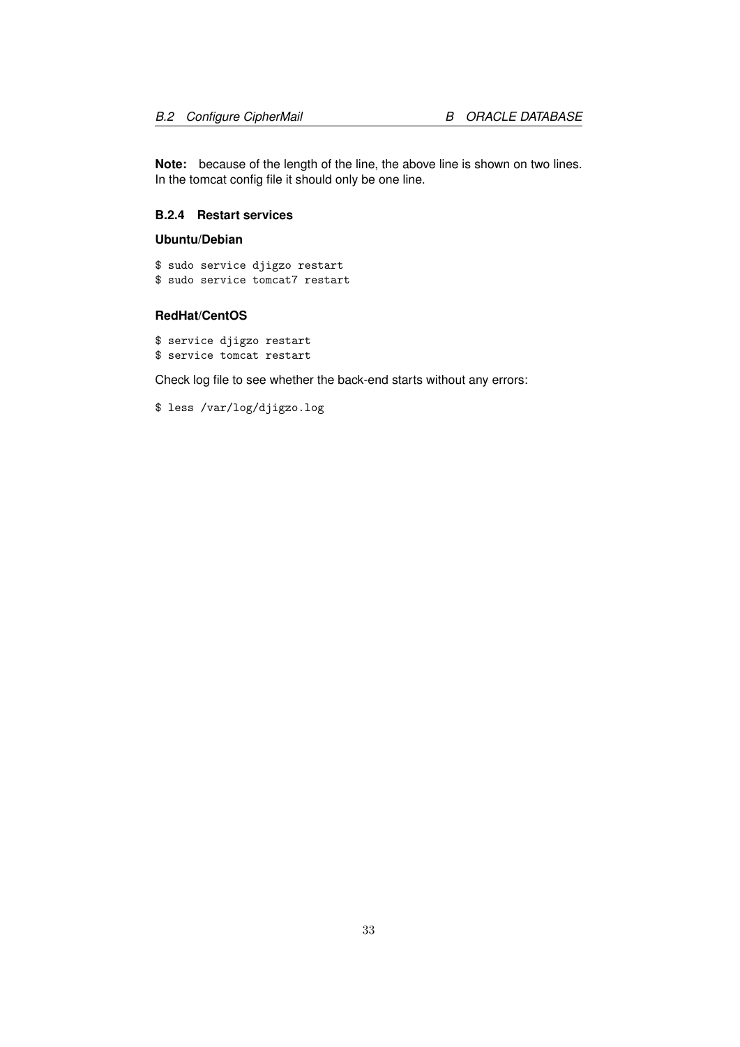**Note:** because of the length of the line, the above line is shown on two lines. In the tomcat config file it should only be one line.

### B.2.4 Restart services

#### Ubuntu/Debian

```
$ sudo service djigzo restart
$ sudo service tomcat7 restart
```

#### RedHat/CentOS

```
$ service djigzo restart
$ service tomcat restart
```

Check log file to see whether the back-end starts without any errors:

```
$ less /var/log/djigzo.log
```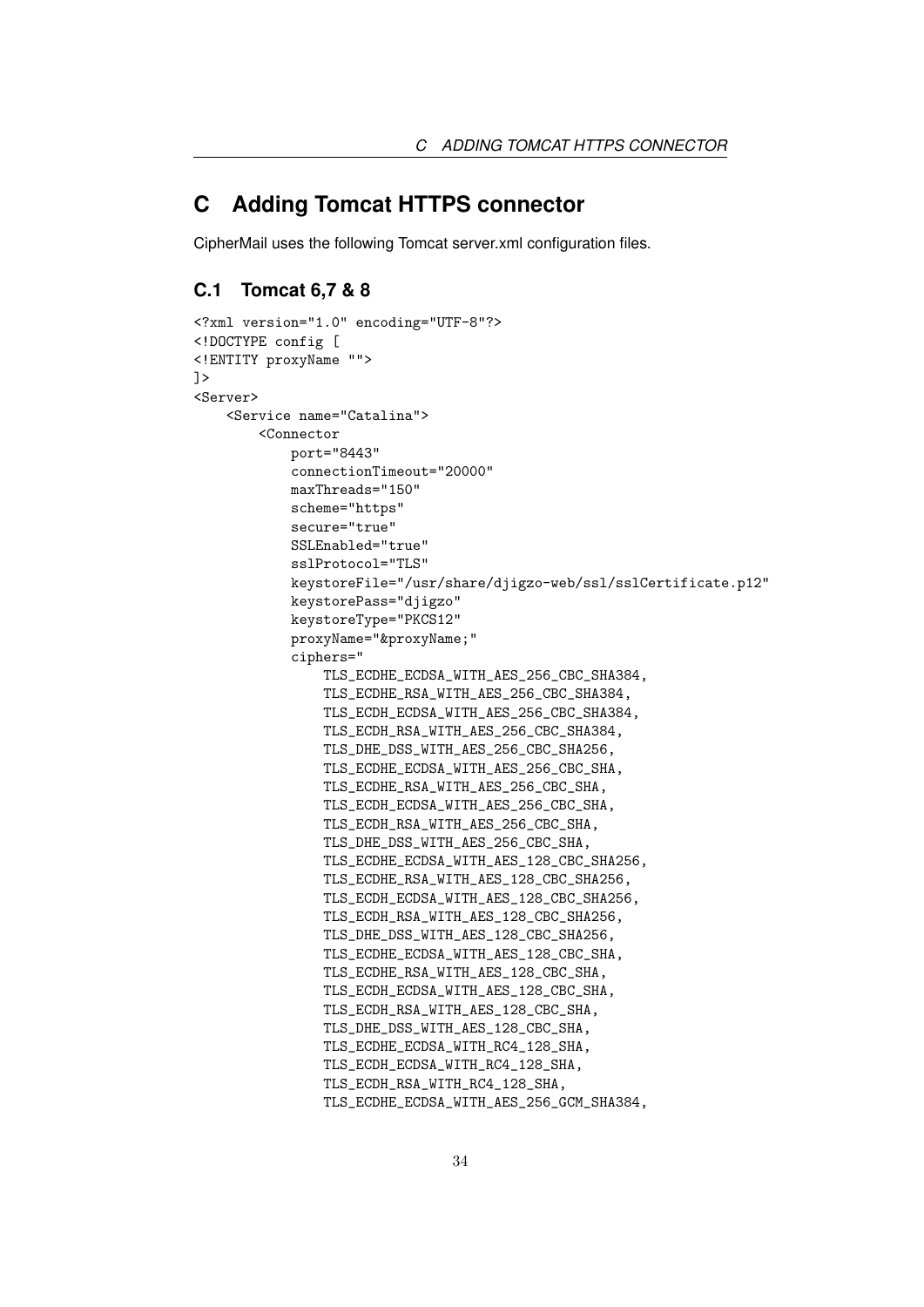# C Adding Tomcat HTTPS connector

CipherMail uses the following Tomcat server.xml configuration files.

## C.1 Tomcat 6,7 & 8

```
<?xml version="1.0" encoding="UTF-8"?>
<!DOCTYPE config [
<!ENTITY proxyName "">
]>
<Server>
    <Service name="Catalina">
        <Connector
            port="8443"
            connectionTimeout="20000"
            maxThreads="150"
            scheme="https"
            secure="true"
            SSLEnabled="true"
            sslProtocol="TLS"
            keystoreFile="/usr/share/djigzo-web/ssl/sslCertificate.p12"
            keystorePass="djigzo"
            keystoreType="PKCS12"
            proxyName="&proxyName;"
            ciphers="
                TLS_ECDHE_ECDSA_WITH_AES_256_CBC_SHA384,
                TLS_ECDHE_RSA_WITH_AES_256_CBC_SHA384,
                TLS_ECDH_ECDSA_WITH_AES_256_CBC_SHA384,
                TLS_ECDH_RSA_WITH_AES_256_CBC_SHA384,
                TLS_DHE_DSS_WITH_AES_256_CBC_SHA256,
                TLS_ECDHE_ECDSA_WITH_AES_256_CBC_SHA,
                TLS_ECDHE_RSA_WITH_AES_256_CBC_SHA,
                TLS_ECDH_ECDSA_WITH_AES_256_CBC_SHA,
                TLS_ECDH_RSA_WITH_AES_256_CBC_SHA,
                TLS_DHE_DSS_WITH_AES_256_CBC_SHA,
                TLS_ECDHE_ECDSA_WITH_AES_128_CBC_SHA256,
                TLS_ECDHE_RSA_WITH_AES_128_CBC_SHA256,
                TLS_ECDH_ECDSA_WITH_AES_128_CBC_SHA256,
                TLS_ECDH_RSA_WITH_AES_128_CBC_SHA256,
                TLS_DHE_DSS_WITH_AES_128_CBC_SHA256,
                TLS_ECDHE_ECDSA_WITH_AES_128_CBC_SHA,
                TLS_ECDHE_RSA_WITH_AES_128_CBC_SHA,
                TLS_ECDH_ECDSA_WITH_AES_128_CBC_SHA,
                TLS_ECDH_RSA_WITH_AES_128_CBC_SHA,
                TLS_DHE_DSS_WITH_AES_128_CBC_SHA,
                TLS_ECDHE_ECDSA_WITH_RC4_128_SHA,
                TLS_ECDH_ECDSA_WITH_RC4_128_SHA,
                TLS_ECDH_RSA_WITH_RC4_128_SHA,
                TLS_ECDHE_ECDSA_WITH_AES_256_GCM_SHA384,
```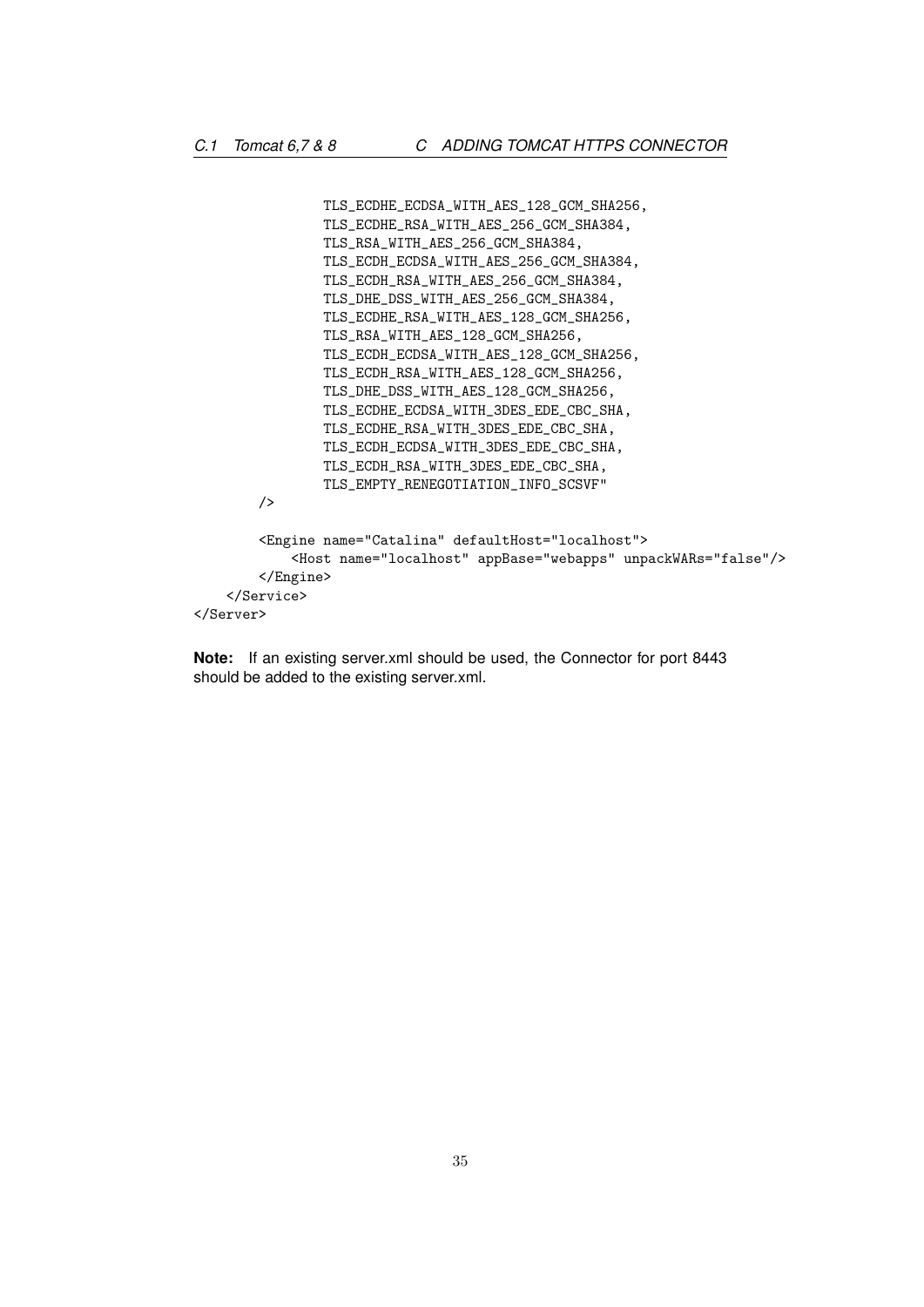```
                TLS_ECDHE_ECDSA_WITH_AES_128_GCM_SHA256,
                TLS_ECDHE_RSA_WITH_AES_256_GCM_SHA384,
                TLS_RSA_WITH_AES_256_GCM_SHA384,
                TLS_ECDH_ECDSA_WITH_AES_256_GCM_SHA384,
                TLS_ECDH_RSA_WITH_AES_256_GCM_SHA384,
                TLS_DHE_DSS_WITH_AES_256_GCM_SHA384,
                TLS_ECDHE_RSA_WITH_AES_128_GCM_SHA256,
                TLS_RSA_WITH_AES_128_GCM_SHA256,
                TLS_ECDH_ECDSA_WITH_AES_128_GCM_SHA256,
                TLS_ECDH_RSA_WITH_AES_128_GCM_SHA256,
                TLS_DHE_DSS_WITH_AES_128_GCM_SHA256,
                TLS_ECDHE_ECDSA_WITH_3DES_EDE_CBC_SHA,
                TLS_ECDHE_RSA_WITH_3DES_EDE_CBC_SHA,
                TLS_ECDH_ECDSA_WITH_3DES_EDE_CBC_SHA,
                TLS_ECDH_RSA_WITH_3DES_EDE_CBC_SHA,
                TLS_EMPTY_RENEGOTIATION_INFO_SCSVF"
        />

        <Engine name="Catalina" defaultHost="localhost">
            <Host name="localhost" appBase="webapps" unpackWARs="false"/>
        </Engine>
    </Service>
</Server>
```

**Note:** If an existing server.xml should be used, the Connector for port 8443 should be added to the existing server.xml.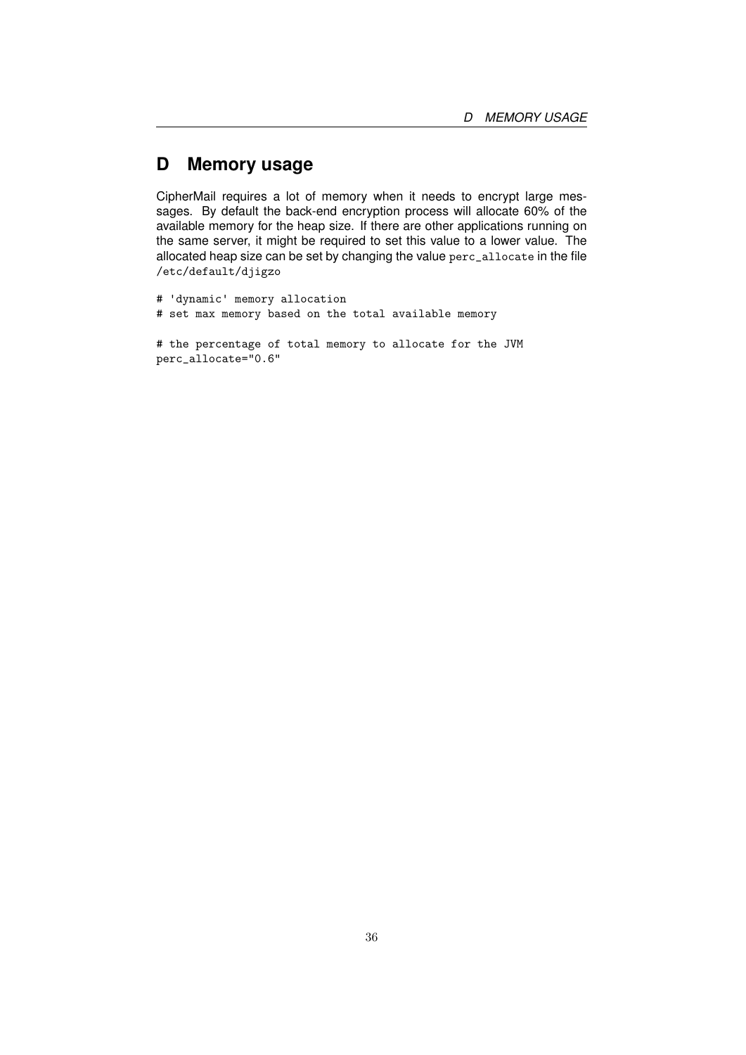# D Memory usage

CipherMail requires a lot of memory when it needs to encrypt large messages. By default the back-end encryption process will allocate 60% of the available memory for the heap size. If there are other applications running on the same server, it might be required to set this value to a lower value. The allocated heap size can be set by changing the value `perc_allocate` in the file `/etc/default/djigzo`

```
# 'dynamic' memory allocation
# set max memory based on the total available memory

# the percentage of total memory to allocate for the JVM
perc_allocate="0.6"
```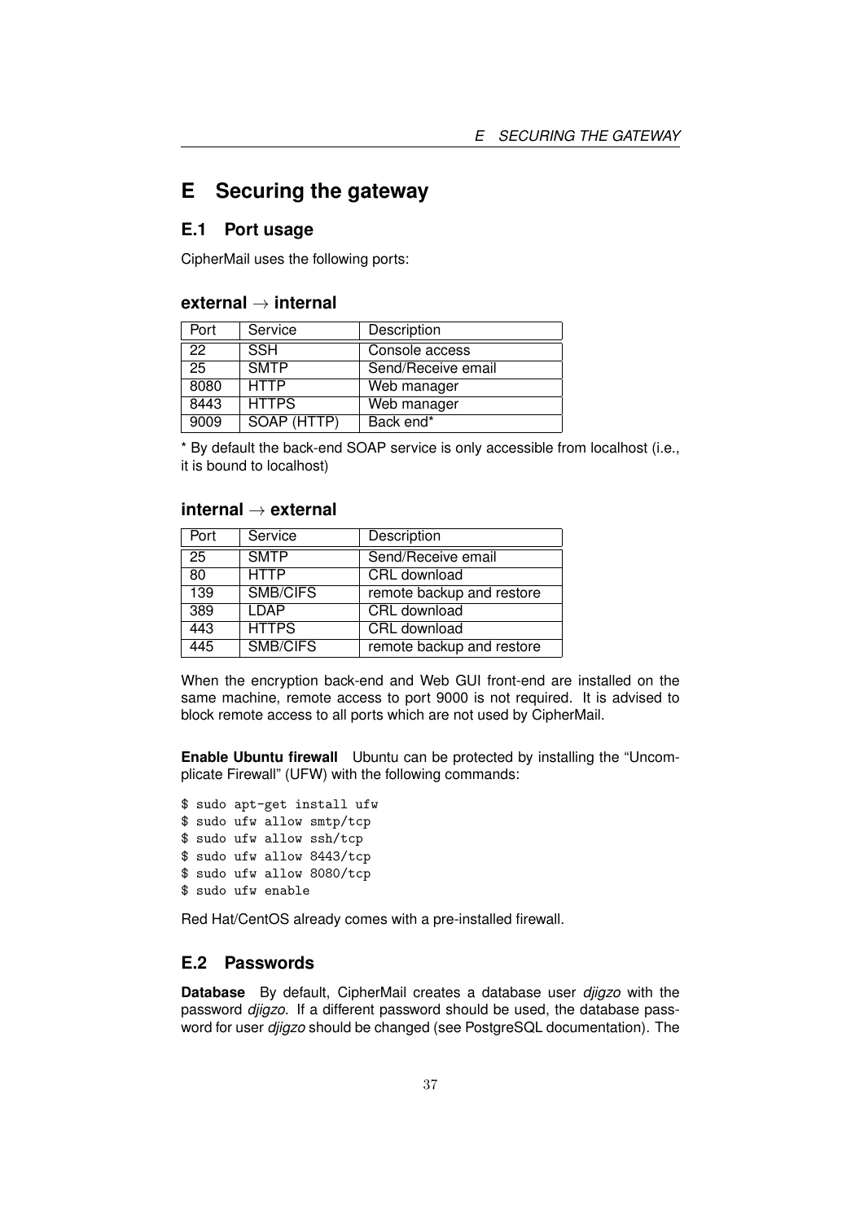# E Securing the gateway

## E.1 Port usage

CipherMail uses the following ports:

### external → internal

| Port | Service | Description |
|---|---|---|
| 22 | SSH | Console access |
| 25 | SMTP | Send/Receive email |
| 8080 | HTTP | Web manager |
| 8443 | HTTPS | Web manager |
| 9009 | SOAP (HTTP) | Back end* |

* By default the back-end SOAP service is only accessible from localhost (i.e., it is bound to localhost)

### internal → external

| Port | Service | Description |
|---|---|---|
| 25 | SMTP | Send/Receive email |
| 80 | HTTP | CRL download |
| 139 | SMB/CIFS | remote backup and restore |
| 389 | LDAP | CRL download |
| 443 | HTTPS | CRL download |
| 445 | SMB/CIFS | remote backup and restore |

When the encryption back-end and Web GUI front-end are installed on the same machine, remote access to port 9000 is not required. It is advised to block remote access to all ports which are not used by CipherMail.

**Enable Ubuntu firewall** Ubuntu can be protected by installing the "Uncomplicate Firewall" (UFW) with the following commands:

```
$ sudo apt-get install ufw
$ sudo ufw allow smtp/tcp
$ sudo ufw allow ssh/tcp
$ sudo ufw allow 8443/tcp
$ sudo ufw allow 8080/tcp
$ sudo ufw enable
```

Red Hat/CentOS already comes with a pre-installed firewall.

## E.2 Passwords

**Database** By default, CipherMail creates a database user *djigzo* with the password *djigzo*. If a different password should be used, the database password for user *djigzo* should be changed (see PostgreSQL documentation). The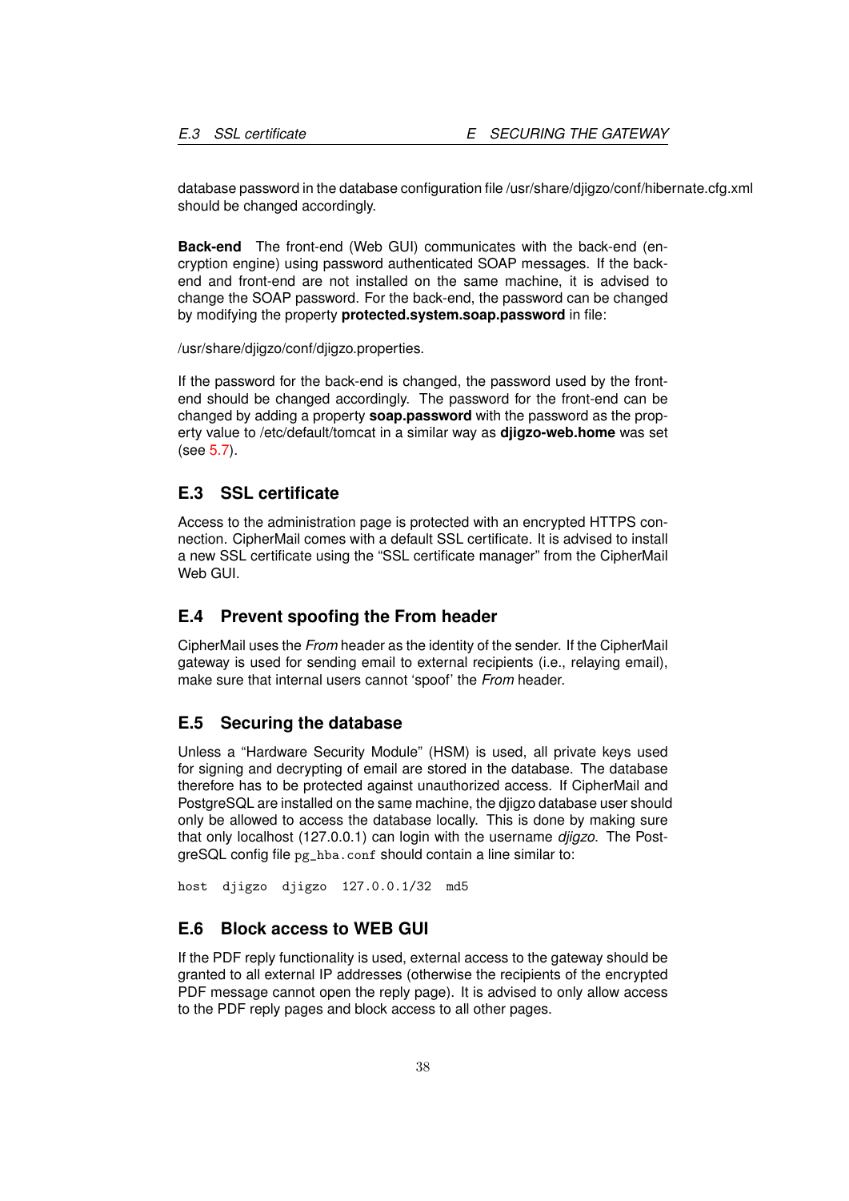database password in the database configuration file /usr/share/djigzo/conf/hibernate.cfg.xml should be changed accordingly.

**Back-end** The front-end (Web GUI) communicates with the back-end (encryption engine) using password authenticated SOAP messages. If the back-end and front-end are not installed on the same machine, it is advised to change the SOAP password. For the back-end, the password can be changed by modifying the property **protected.system.soap.password** in file:

/usr/share/djigzo/conf/djigzo.properties.

If the password for the back-end is changed, the password used by the front-end should be changed accordingly. The password for the front-end can be changed by adding a property **soap.password** with the password as the property value to /etc/default/tomcat in a similar way as **djigzo-web.home** was set (see 5.7).

## E.3 SSL certificate

Access to the administration page is protected with an encrypted HTTPS connection. CipherMail comes with a default SSL certificate. It is advised to install a new SSL certificate using the "SSL certificate manager" from the CipherMail Web GUI.

## E.4 Prevent spoofing the From header

CipherMail uses the *From* header as the identity of the sender. If the CipherMail gateway is used for sending email to external recipients (i.e., relaying email), make sure that internal users cannot 'spoof' the *From* header.

## E.5 Securing the database

Unless a "Hardware Security Module" (HSM) is used, all private keys used for signing and decrypting of email are stored in the database. The database therefore has to be protected against unauthorized access. If CipherMail and PostgreSQL are installed on the same machine, the djigzo database user should only be allowed to access the database locally. This is done by making sure that only localhost (127.0.0.1) can login with the username *djigzo*. The PostgreSQL config file `pg_hba.conf` should contain a line similar to:

```
host  djigzo  djigzo  127.0.0.1/32  md5
```

## E.6 Block access to WEB GUI

If the PDF reply functionality is used, external access to the gateway should be granted to all external IP addresses (otherwise the recipients of the encrypted PDF message cannot open the reply page). It is advised to only allow access to the PDF reply pages and block access to all other pages.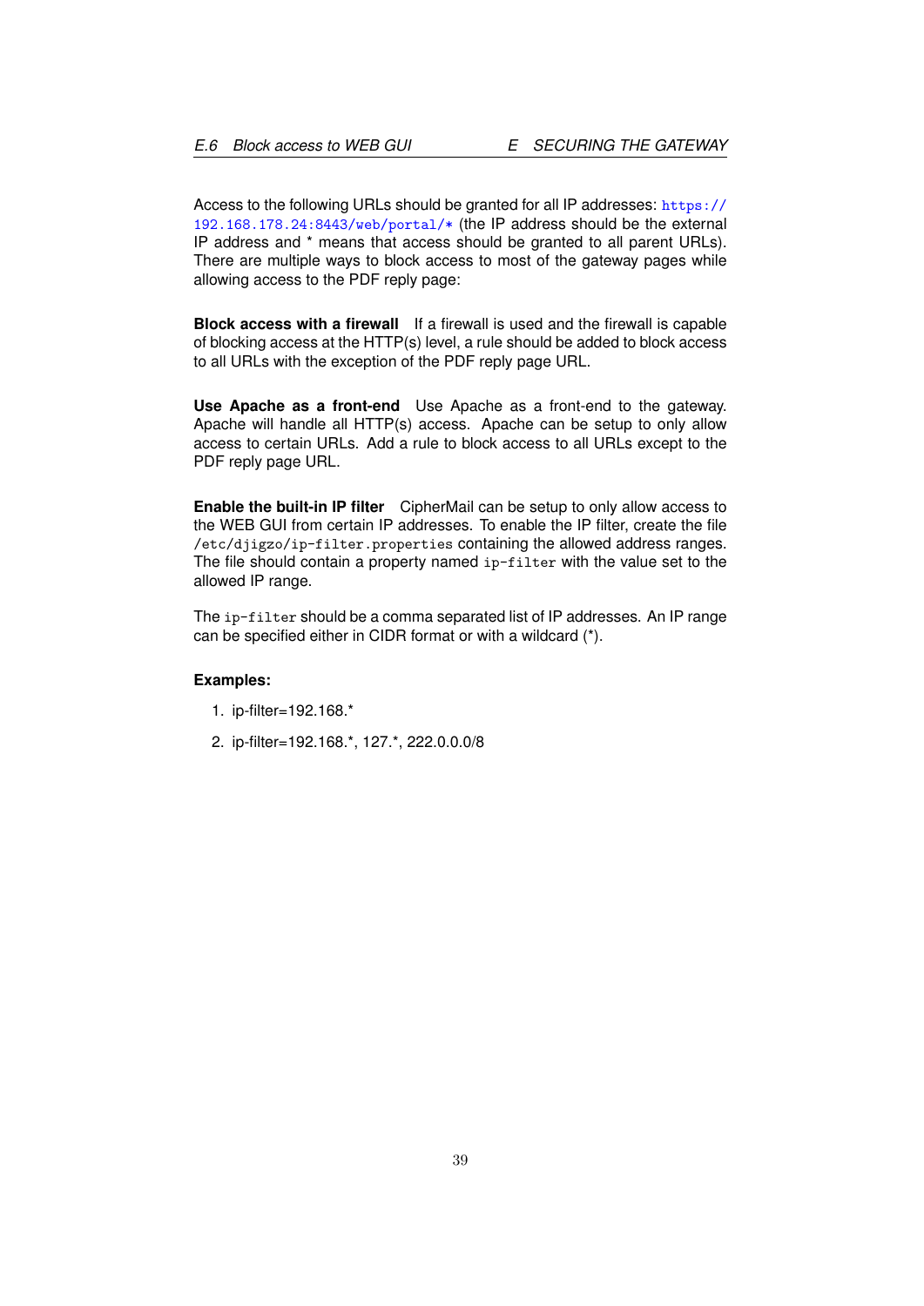Access to the following URLs should be granted for all IP addresses: https://192.168.178.24:8443/web/portal/* (the IP address should be the external IP address and * means that access should be granted to all parent URLs). There are multiple ways to block access to most of the gateway pages while allowing access to the PDF reply page:

**Block access with a firewall** If a firewall is used and the firewall is capable of blocking access at the HTTP(s) level, a rule should be added to block access to all URLs with the exception of the PDF reply page URL.

**Use Apache as a front-end** Use Apache as a front-end to the gateway. Apache will handle all HTTP(s) access. Apache can be setup to only allow access to certain URLs. Add a rule to block access to all URLs except to the PDF reply page URL.

**Enable the built-in IP filter** CipherMail can be setup to only allow access to the WEB GUI from certain IP addresses. To enable the IP filter, create the file `/etc/djigzo/ip-filter.properties` containing the allowed address ranges. The file should contain a property named `ip-filter` with the value set to the allowed IP range.

The `ip-filter` should be a comma separated list of IP addresses. An IP range can be specified either in CIDR format or with a wildcard (*).

**Examples:**

1. ip-filter=192.168.*
2. ip-filter=192.168.*, 127.*, 222.0.0.0/8